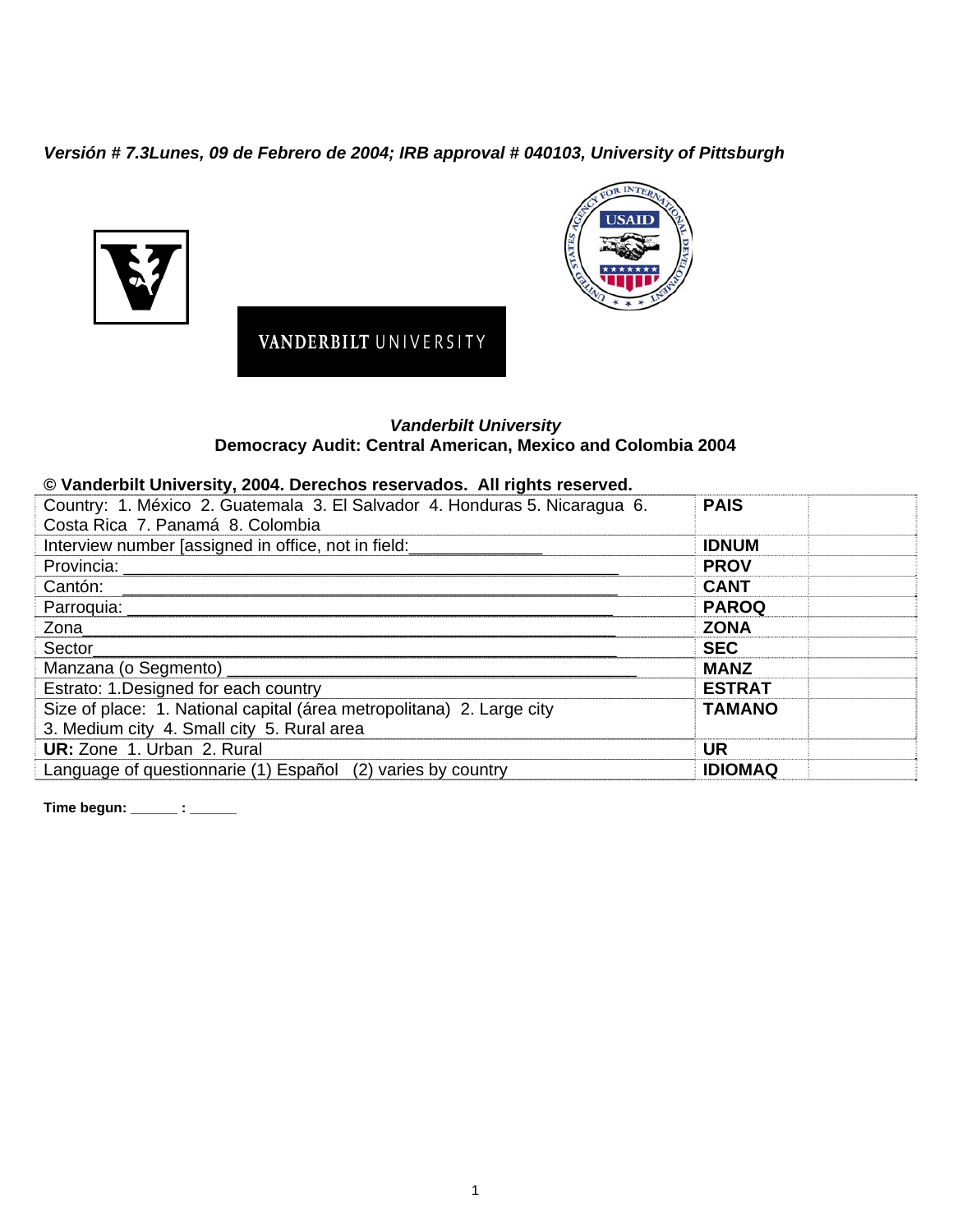*Versión # 7.3Lunes, 09 de Febrero de 2004; IRB approval # 040103, University of Pittsburgh*

VANDERBILT UNIVERSITY

***Vanderbilt University***
**Democracy Audit: Central American, Mexico and Colombia 2004**

**© Vanderbilt University, 2004. Derechos reservados. All rights reserved.**

| | | |
|---|---|---|
| Country: 1. México 2. Guatemala 3. El Salvador 4. Honduras 5. Nicaragua 6. Costa Rica 7. Panamá 8. Colombia | **PAIS** | |
| Interview number [assigned in office, not in field:______________ | **IDNUM** | |
| Provincia: _______________________________________________________ | **PROV** | |
| Cantón: _______________________________________________________ | **CANT** | |
| Parroquia: _______________________________________________________ | **PAROQ** | |
| Zona_______________________________________________________ | **ZONA** | |
| Sector_______________________________________________________ | **SEC** | |
| Manzana (o Segmento) _____________________________________________ | **MANZ** | |
| Estrato: 1.Designed for each country | **ESTRAT** | |
| Size of place: 1. National capital (área metropolitana) 2. Large city 3. Medium city 4. Small city 5. Rural area | **TAMANO** | |
| **UR:** Zone 1. Urban 2. Rural | **UR** | |
| Language of questionnarie (1) Español (2) varies by country | **IDIOMAQ** | |

**Time begun: ______ : ______**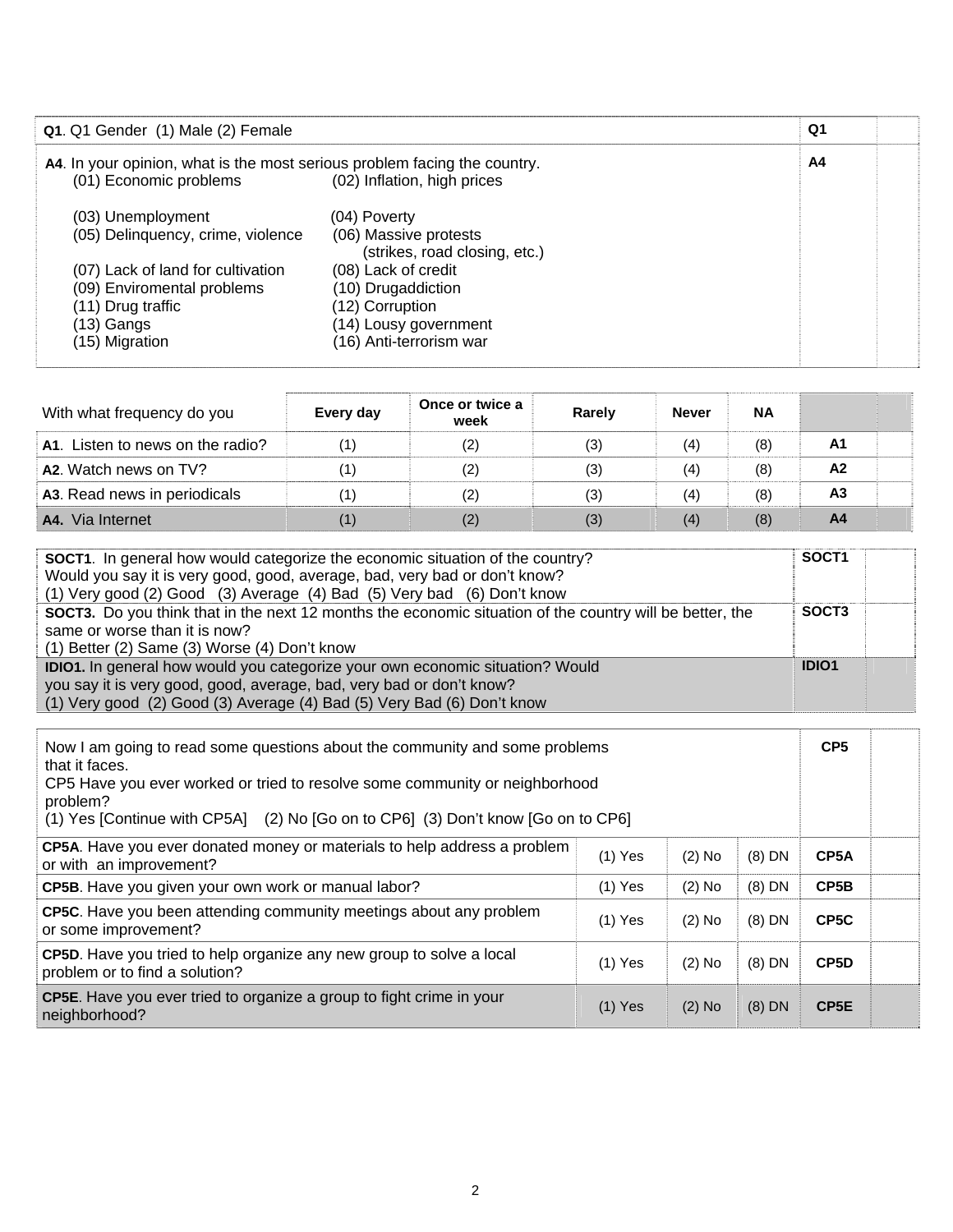| | | |
|---|---|---|
| **Q1**. Q1 Gender (1) Male (2) Female | **Q1** | |
| **A4**. In your opinion, what is the most serious problem facing the country.<br>(01) Economic problems (02) Inflation, high prices<br>(03) Unemployment (04) Poverty<br>(05) Delinquency, crime, violence (06) Massive protests (strikes, road closing, etc.)<br>(07) Lack of land for cultivation (08) Lack of credit<br>(09) Enviromental problems (10) Drugaddiction<br>(11) Drug traffic (12) Corruption<br>(13) Gangs (14) Lousy government<br>(15) Migration (16) Anti-terrorism war | **A4** | |

| With what frequency do you | Every day | Once or twice a week | Rarely | Never | NA | | |
|---|---|---|---|---|---|---|---|
| **A1**. Listen to news on the radio? | (1) | (2) | (3) | (4) | (8) | **A1** | |
| **A2**. Watch news on TV? | (1) | (2) | (3) | (4) | (8) | **A2** | |
| **A3**. Read news in periodicals | (1) | (2) | (3) | (4) | (8) | **A3** | |
| **A4.** Via Internet | (1) | (2) | (3) | (4) | (8) | **A4** | |

| | | |
|---|---|---|
| **SOCT1**. In general how would categorize the economic situation of the country? Would you say it is very good, good, average, bad, very bad or don't know?<br>(1) Very good (2) Good (3) Average (4) Bad (5) Very bad (6) Don't know | **SOCT1** | |
| **SOCT3.** Do you think that in the next 12 months the economic situation of the country will be better, the same or worse than it is now?<br>(1) Better (2) Same (3) Worse (4) Don't know | **SOCT3** | |
| **IDIO1.** In general how would you categorize your own economic situation? Would you say it is very good, good, average, bad, very bad or don't know?<br>(1) Very good (2) Good (3) Average (4) Bad (5) Very Bad (6) Don't know | **IDIO1** | |

| | | | | | |
|---|---|---|---|---|---|
| Now I am going to read some questions about the community and some problems that it faces.<br>CP5 Have you ever worked or tried to resolve some community or neighborhood problem?<br>(1) Yes [Continue with CP5A] (2) No [Go on to CP6] (3) Don't know [Go on to CP6] | | | | **CP5** | |
| **CP5A**. Have you ever donated money or materials to help address a problem or with an improvement? | (1) Yes | (2) No | (8) DN | **CP5A** | |
| **CP5B**. Have you given your own work or manual labor? | (1) Yes | (2) No | (8) DN | **CP5B** | |
| **CP5C**. Have you been attending community meetings about any problem or some improvement? | (1) Yes | (2) No | (8) DN | **CP5C** | |
| **CP5D**. Have you tried to help organize any new group to solve a local problem or to find a solution? | (1) Yes | (2) No | (8) DN | **CP5D** | |
| **CP5E**. Have you ever tried to organize a group to fight crime in your neighborhood? | (1) Yes | (2) No | (8) DN | **CP5E** | |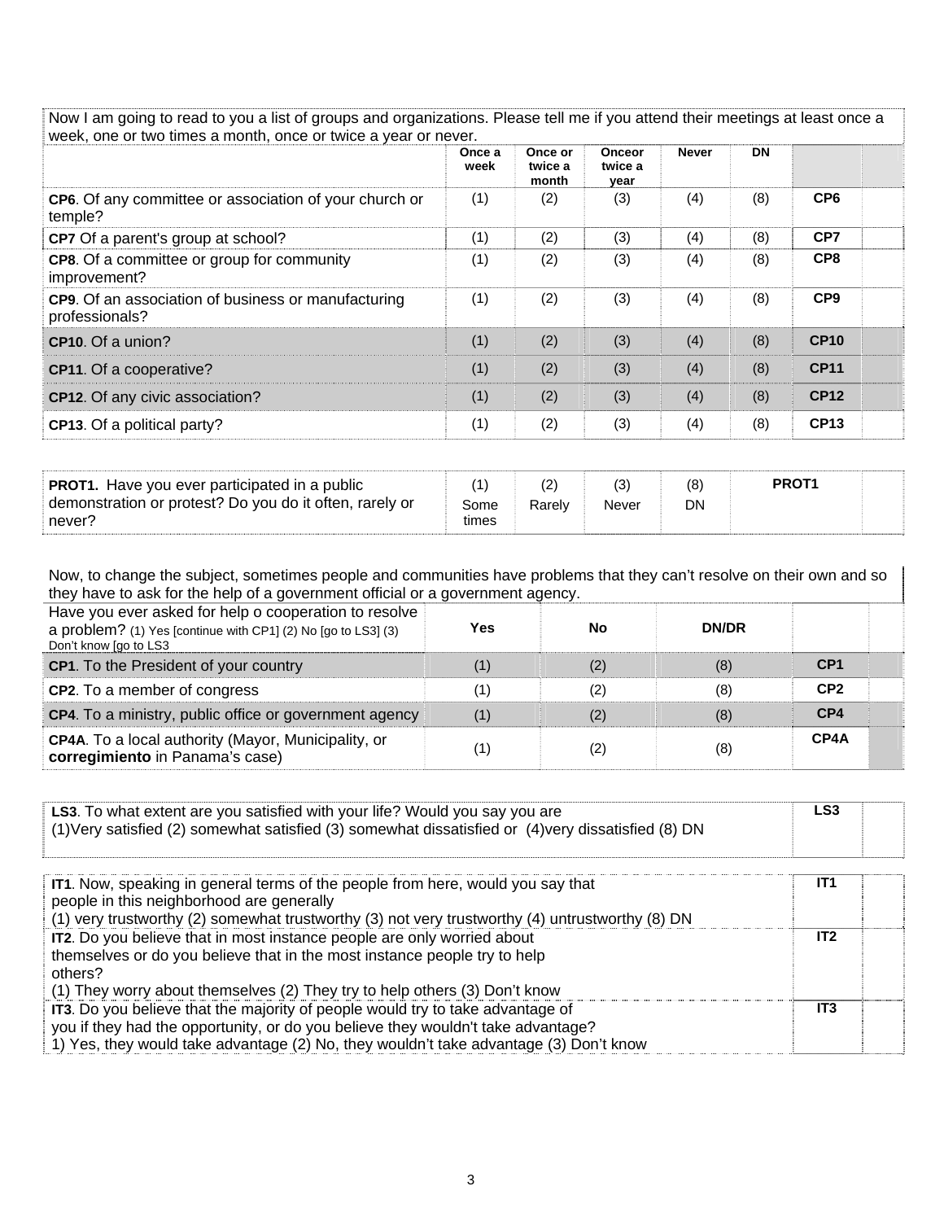| Now I am going to read to you a list of groups and organizations. Please tell me if you attend their meetings at least once a week, one or two times a month, once or twice a year or never. | | | | | | | |
|---|---|---|---|---|---|---|---|
| | **Once a week** | **Once or twice a month** | **Onceor twice a year** | **Never** | **DN** | | |
| **CP6**. Of any committee or association of your church or temple? | (1) | (2) | (3) | (4) | (8) | **CP6** | |
| **CP7** Of a parent's group at school? | (1) | (2) | (3) | (4) | (8) | **CP7** | |
| **CP8**. Of a committee or group for community improvement? | (1) | (2) | (3) | (4) | (8) | **CP8** | |
| **CP9**. Of an association of business or manufacturing professionals? | (1) | (2) | (3) | (4) | (8) | **CP9** | |
| **CP10**. Of a union? | (1) | (2) | (3) | (4) | (8) | **CP10** | |
| **CP11**. Of a cooperative? | (1) | (2) | (3) | (4) | (8) | **CP11** | |
| **CP12**. Of any civic association? | (1) | (2) | (3) | (4) | (8) | **CP12** | |
| **CP13**. Of a political party? | (1) | (2) | (3) | (4) | (8) | **CP13** | |

| | | | | | | |
|---|---|---|---|---|---|---|
| **PROT1.** Have you ever participated in a public demonstration or protest? Do you do it often, rarely or never? | (1) Some times | (2) Rarely | (3) Never | (8) DN | **PROT1** | |

| Now, to change the subject, sometimes people and communities have problems that they can't resolve on their own and so they have to ask for the help of a government official or a government agency. | | | | | |
|---|---|---|---|---|---|
| Have you ever asked for help o cooperation to resolve a problem? (1) Yes [continue with CP1] (2) No [go to LS3] (3) Don't know [go to LS3 | **Yes** | **No** | **DN/DR** | | |
| **CP1**. To the President of your country | (1) | (2) | (8) | **CP1** | |
| **CP2**. To a member of congress | (1) | (2) | (8) | **CP2** | |
| **CP4**. To a ministry, public office or government agency | (1) | (2) | (8) | **CP4** | |
| **CP4A**. To a local authority (Mayor, Municipality, or **corregimiento** in Panama's case) | (1) | (2) | (8) | **CP4A** | |

| | | |
|---|---|---|
| **LS3**. To what extent are you satisfied with your life? Would you say you are (1)Very satisfied (2) somewhat satisfied (3) somewhat dissatisfied or (4)very dissatisfied (8) DN | **LS3** | |

| | | |
|---|---|---|
| **IT1**. Now, speaking in general terms of the people from here, would you say that people in this neighborhood are generally (1) very trustworthy (2) somewhat trustworthy (3) not very trustworthy (4) untrustworthy (8) DN | **IT1** | |
| **IT2**. Do you believe that in most instance people are only worried about themselves or do you believe that in the most instance people try to help others? (1) They worry about themselves (2) They try to help others (3) Don't know | **IT2** | |
| **IT3**. Do you believe that the majority of people would try to take advantage of you if they had the opportunity, or do you believe they wouldn't take advantage? 1) Yes, they would take advantage (2) No, they wouldn't take advantage (3) Don't know | **IT3** | |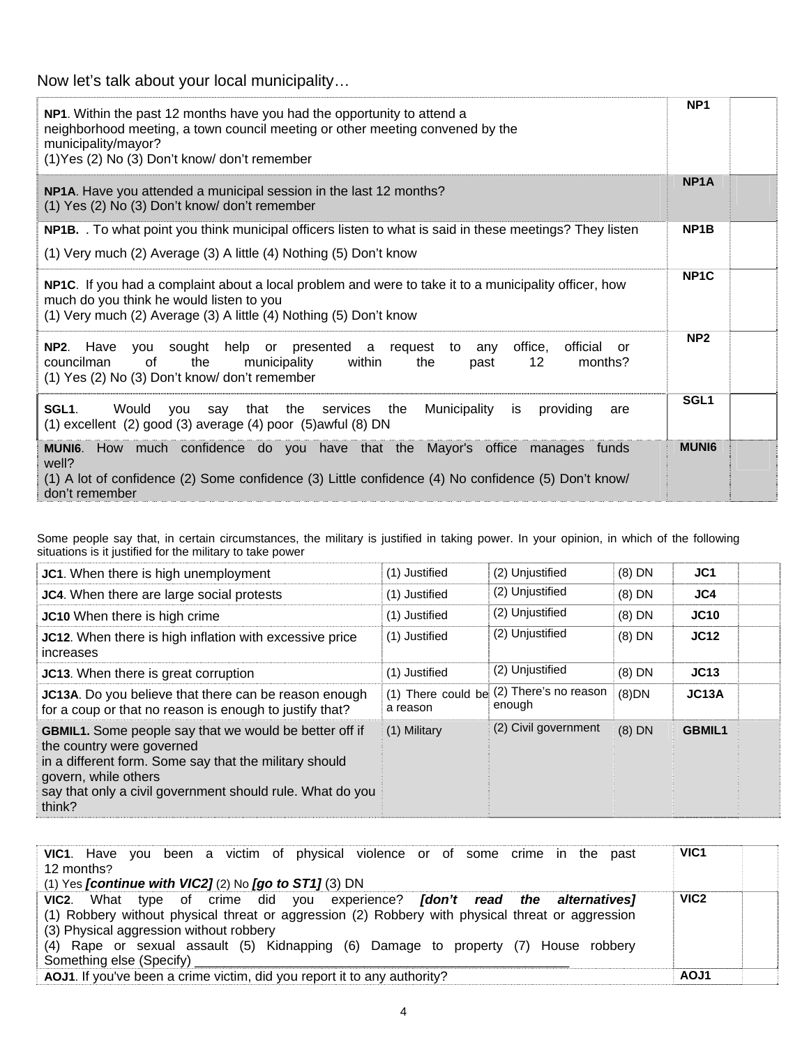Now let's talk about your local municipality…

| | | |
|---|---|---|
| **NP1**. Within the past 12 months have you had the opportunity to attend a neighborhood meeting, a town council meeting or other meeting convened by the municipality/mayor?<br>(1)Yes (2) No (3) Don't know/ don't remember | **NP1** | |
| **NP1A**. Have you attended a municipal session in the last 12 months?<br>(1) Yes (2) No (3) Don't know/ don't remember | **NP1A** | |
| **NP1B.** . To what point you think municipal officers listen to what is said in these meetings? They listen<br>(1) Very much (2) Average (3) A little (4) Nothing (5) Don't know | **NP1B** | |
| **NP1C**. If you had a complaint about a local problem and were to take it to a municipality officer, how much do you think he would listen to you<br>(1) Very much (2) Average (3) A little (4) Nothing (5) Don't know | **NP1C** | |
| **NP2**. Have you sought help or presented a request to any office, official or councilman of the municipality within the past 12 months?<br>(1) Yes (2) No (3) Don't know/ don't remember | **NP2** | |
| **SGL1**. Would you say that the services the Municipality is providing are<br>(1) excellent (2) good (3) average (4) poor (5)awful (8) DN | **SGL1** | |
| **MUNI6**. How much confidence do you have that the Mayor's office manages funds well?<br>(1) A lot of confidence (2) Some confidence (3) Little confidence (4) No confidence (5) Don't know/ don't remember | **MUNI6** | |

Some people say that, in certain circumstances, the military is justified in taking power. In your opinion, in which of the following situations is it justified for the military to take power

| | | | | | |
|---|---|---|---|---|---|
| **JC1**. When there is high unemployment | (1) Justified | (2) Unjustified | (8) DN | **JC1** | |
| **JC4**. When there are large social protests | (1) Justified | (2) Unjustified | (8) DN | **JC4** | |
| **JC10** When there is high crime | (1) Justified | (2) Unjustified | (8) DN | **JC10** | |
| **JC12**. When there is high inflation with excessive price increases | (1) Justified | (2) Unjustified | (8) DN | **JC12** | |
| **JC13**. When there is great corruption | (1) Justified | (2) Unjustified | (8) DN | **JC13** | |
| **JC13A**. Do you believe that there can be reason enough for a coup or that no reason is enough to justify that? | (1) There could be a reason | (2) There's no reason enough | (8)DN | **JC13A** | |
| **GBMIL1.** Some people say that we would be better off if the country were governed in a different form. Some say that the military should govern, while others say that only a civil government should rule. What do you think? | (1) Military | (2) Civil government | (8) DN | **GBMIL1** | |

| | | |
|---|---|---|
| **VIC1**. Have you been a victim of physical violence or of some crime in the past 12 months?<br>(1) Yes ***[continue with VIC2]*** (2) No ***[go to ST1]*** (3) DN | **VIC1** | |
| **VIC2**. What type of crime did you experience? ***[don't read the alternatives]***<br>(1) Robbery without physical threat or aggression (2) Robbery with physical threat or aggression (3) Physical aggression without robbery<br>(4) Rape or sexual assault (5) Kidnapping (6) Damage to property (7) House robbery Something else (Specify) ___________________________________________ | **VIC2** | |
| **AOJ1**. If you've been a crime victim, did you report it to any authority? | **AOJ1** | |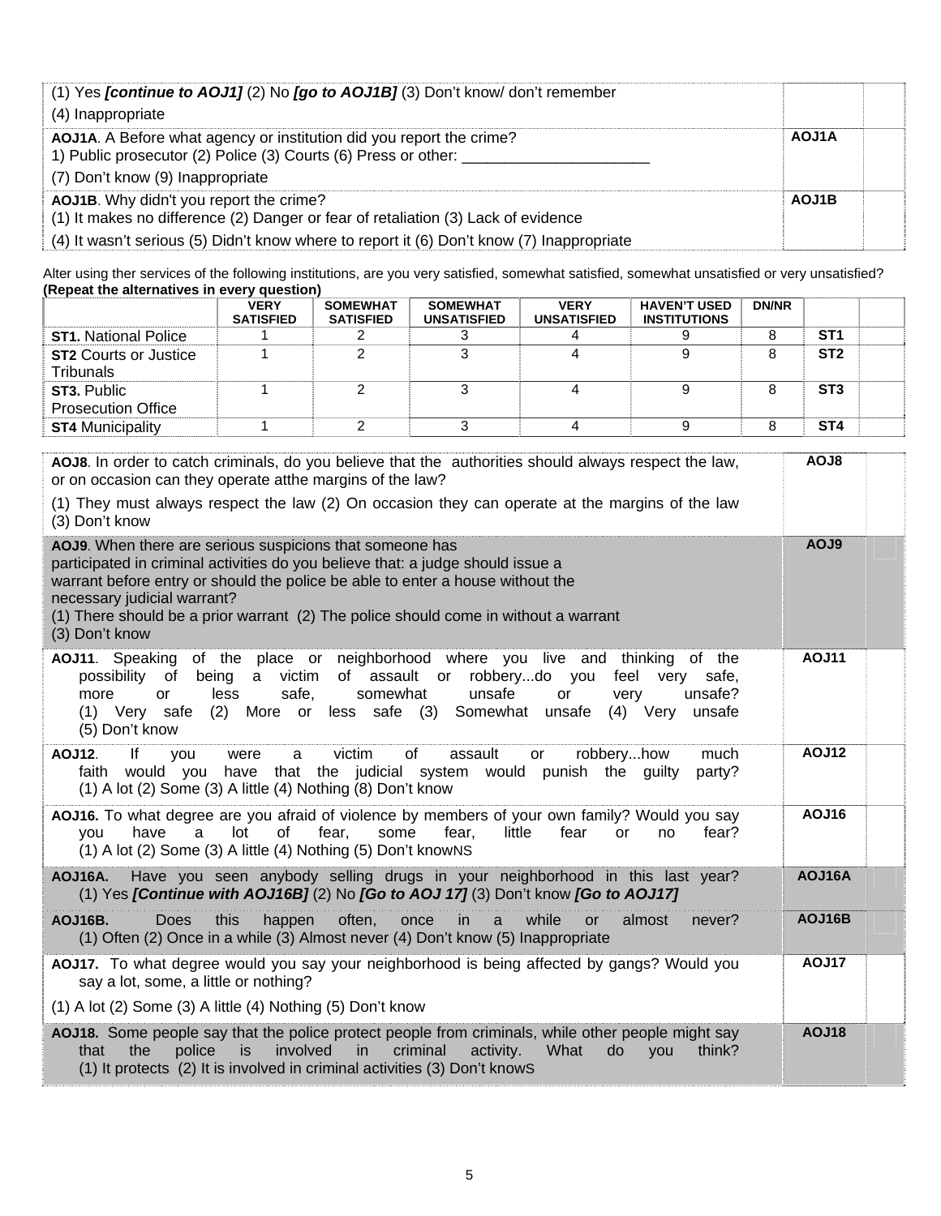| | | |
|---|---|---|
| (1) Yes ***[continue to AOJ1]*** (2) No ***[go to AOJ1B]*** (3) Don't know/ don't remember<br>(4) Inappropriate | | |
| **AOJ1A**. A Before what agency or institution did you report the crime?<br>1) Public prosecutor (2) Police (3) Courts (6) Press or other: ______________________<br>(7) Don't know (9) Inappropriate | **AOJ1A** | |
| **AOJ1B**. Why didn't you report the crime?<br>(1) It makes no difference (2) Danger or fear of retaliation (3) Lack of evidence<br>(4) It wasn't serious (5) Didn't know where to report it (6) Don't know (7) Inappropriate | **AOJ1B** | |

Alter using ther services of the following institutions, are you very satisfied, somewhat satisfied, somewhat unsatisfied or very unsatisfied? **(Repeat the alternatives in every question)**

| | VERY SATISFIED | SOMEWHAT SATISFIED | SOMEWHAT UNSATISFIED | VERY UNSATISFIED | HAVEN'T USED INSTITUTIONS | DN/NR | | |
|---|---|---|---|---|---|---|---|---|
| **ST1.** National Police | 1 | 2 | 3 | 4 | 9 | 8 | **ST1** | |
| **ST2** Courts or Justice Tribunals | 1 | 2 | 3 | 4 | 9 | 8 | **ST2** | |
| **ST3.** Public Prosecution Office | 1 | 2 | 3 | 4 | 9 | 8 | **ST3** | |
| **ST4** Municipality | 1 | 2 | 3 | 4 | 9 | 8 | **ST4** | |

| | | |
|---|---|---|
| **AOJ8**. In order to catch criminals, do you believe that the authorities should always respect the law, or on occasion can they operate atthe margins of the law?<br>(1) They must always respect the law (2) On occasion they can operate at the margins of the law (3) Don't know | **AOJ8** | |
| **AOJ9**. When there are serious suspicions that someone has participated in criminal activities do you believe that: a judge should issue a warrant before entry or should the police be able to enter a house without the necessary judicial warrant?<br>(1) There should be a prior warrant (2) The police should come in without a warrant<br>(3) Don't know | **AOJ9** | |
| **AOJ11**. Speaking of the place or neighborhood where you live and thinking of the possibility of being a victim of assault or robbery...do you feel very safe, more or less safe, somewhat unsafe or very unsafe?<br>(1) Very safe (2) More or less safe (3) Somewhat unsafe (4) Very unsafe<br>(5) Don't know | **AOJ11** | |
| **AOJ12**. If you were a victim of assault or robbery...how much faith would you have that the judicial system would punish the guilty party?<br>(1) A lot (2) Some (3) A little (4) Nothing (8) Don't know | **AOJ12** | |
| **AOJ16.** To what degree are you afraid of violence by members of your own family? Would you say you have a lot of fear, some fear, little fear or no fear?<br>(1) A lot (2) Some (3) A little (4) Nothing (5) Don't knowNS | **AOJ16** | |
| **AOJ16A.** Have you seen anybody selling drugs in your neighborhood in this last year?<br>(1) Yes ***[Continue with AOJ16B]*** (2) No ***[Go to AOJ 17]*** (3) Don't know ***[Go to AOJ17]*** | **AOJ16A** | |
| **AOJ16B.** Does this happen often, once in a while or almost never?<br>(1) Often (2) Once in a while (3) Almost never (4) Don't know (5) Inappropriate | **AOJ16B** | |
| **AOJ17.** To what degree would you say your neighborhood is being affected by gangs? Would you say a lot, some, a little or nothing?<br>(1) A lot (2) Some (3) A little (4) Nothing (5) Don't know | **AOJ17** | |
| **AOJ18.** Some people say that the police protect people from criminals, while other people might say that the police is involved in criminal activity. What do you think?<br>(1) It protects (2) It is involved in criminal activities (3) Don't knowS | **AOJ18** | |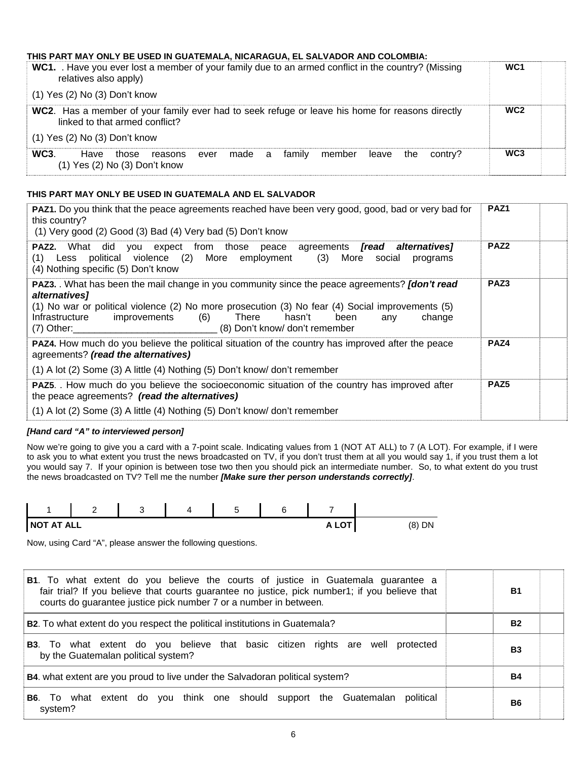**THIS PART MAY ONLY BE USED IN GUATEMALA, NICARAGUA, EL SALVADOR AND COLOMBIA:**

| | | |
|---|---|---|
| **WC1.** . Have you ever lost a member of your family due to an armed conflict in the country? (Missing relatives also apply)<br>(1) Yes (2) No (3) Don't know | **WC1** | |
| **WC2**. Has a member of your family ever had to seek refuge or leave his home for reasons directly linked to that armed conflict?<br>(1) Yes (2) No (3) Don't know | **WC2** | |
| **WC3**. Have those reasons ever made a family member leave the contry?<br>(1) Yes (2) No (3) Don't know | **WC3** | |

**THIS PART MAY ONLY BE USED IN GUATEMALA AND EL SALVADOR**

| | | |
|---|---|---|
| **PAZ1.** Do you think that the peace agreements reached have been very good, good, bad or very bad for this country?<br>(1) Very good (2) Good (3) Bad (4) Very bad (5) Don't know | **PAZ1** | |
| **PAZ2.** What did you expect from those peace agreements ***[read alternatives]***<br>(1) Less political violence (2) More employment (3) More social programs<br>(4) Nothing specific (5) Don't know | **PAZ2** | |
| **PAZ3.** . What has been the mail change in you community since the peace agreements? ***[don't read alternatives]***<br>(1) No war or political violence (2) No more prosecution (3) No fear (4) Social improvements (5) Infrastructure improvements (6) There hasn't been any change<br>(7) Other:__________________________ (8) Don't know/ don't remember | **PAZ3** | |
| **PAZ4.** How much do you believe the political situation of the country has improved after the peace agreements? ***(read the alternatives)***<br>(1) A lot (2) Some (3) A little (4) Nothing (5) Don't know/ don't remember | **PAZ4** | |
| **PAZ5**. . How much do you believe the socioeconomic situation of the country has improved after the peace agreements? ***(read the alternatives)***<br>(1) A lot (2) Some (3) A little (4) Nothing (5) Don't know/ don't remember | **PAZ5** | |

***[Hand card "A" to interviewed person]***

Now we're going to give you a card with a 7-point scale. Indicating values from 1 (NOT AT ALL) to 7 (A LOT). For example, if I were to ask you to what extent you trust the news broadcasted on TV, if you don't trust them at all you would say 1, if you trust them a lot you would say 7. If your opinion is between tose two then you should pick an intermediate number. So, to what extent do you trust the news broadcasted on TV? Tell me the number ***[Make sure ther person understands correctly]***.

| 1 | 2 | 3 | 4 | 5 | 6 | 7 | |
|---|---|---|---|---|---|---|---|
| **NOT AT ALL** | | | | | | **A LOT** | (8) DN |

Now, using Card "A", please answer the following questions.

| | | | |
|---|---|---|---|
| **B1**. To what extent do you believe the courts of justice in Guatemala guarantee a fair trial? If you believe that courts guarantee no justice, pick number1; if you believe that courts do guarantee justice pick number 7 or a number in between. | | **B1** | |
| **B2**. To what extent do you respect the political institutions in Guatemala? | | **B2** | |
| **B3**. To what extent do you believe that basic citizen rights are well protected by the Guatemalan political system? | | **B3** | |
| **B4**. what extent are you proud to live under the Salvadoran political system? | | **B4** | |
| **B6**. To what extent do you think one should support the Guatemalan political system? | | **B6** | |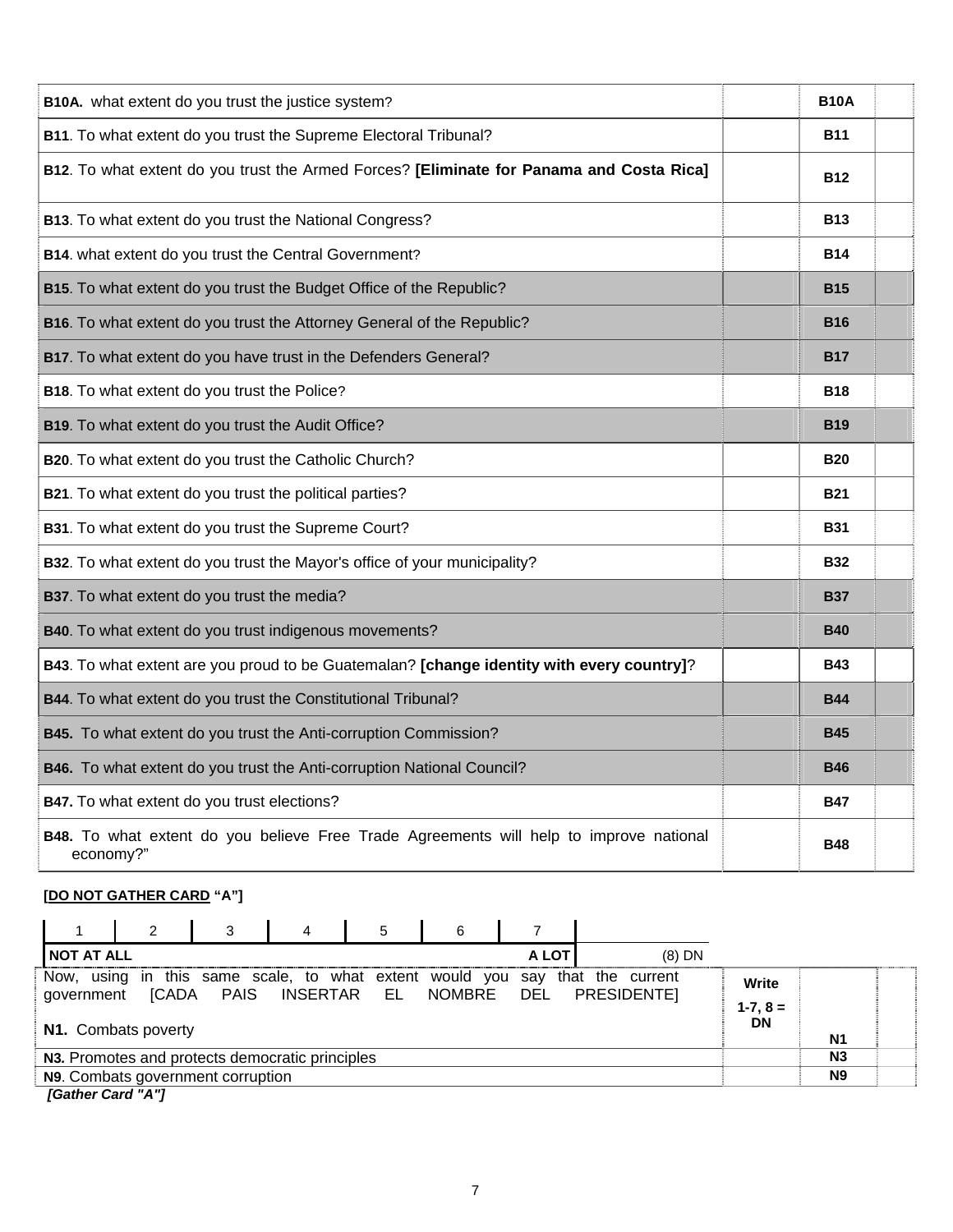| | | | |
|---|---|---|---|
| **B10A.** what extent do you trust the justice system? | | **B10A** | |
| **B11**. To what extent do you trust the Supreme Electoral Tribunal? | | **B11** | |
| **B12**. To what extent do you trust the Armed Forces? **[Eliminate for Panama and Costa Rica]** | | **B12** | |
| **B13**. To what extent do you trust the National Congress? | | **B13** | |
| **B14**. what extent do you trust the Central Government? | | **B14** | |
| **B15**. To what extent do you trust the Budget Office of the Republic? | | **B15** | |
| **B16**. To what extent do you trust the Attorney General of the Republic? | | **B16** | |
| **B17**. To what extent do you have trust in the Defenders General? | | **B17** | |
| **B18**. To what extent do you trust the Police? | | **B18** | |
| **B19**. To what extent do you trust the Audit Office? | | **B19** | |
| **B20**. To what extent do you trust the Catholic Church? | | **B20** | |
| **B21**. To what extent do you trust the political parties? | | **B21** | |
| **B31**. To what extent do you trust the Supreme Court? | | **B31** | |
| **B32**. To what extent do you trust the Mayor's office of your municipality? | | **B32** | |
| **B37**. To what extent do you trust the media? | | **B37** | |
| **B40**. To what extent do you trust indigenous movements? | | **B40** | |
| **B43**. To what extent are you proud to be Guatemalan? **[change identity with every country]**? | | **B43** | |
| **B44**. To what extent do you trust the Constitutional Tribunal? | | **B44** | |
| **B45.** To what extent do you trust the Anti-corruption Commission? | | **B45** | |
| **B46.** To what extent do you trust the Anti-corruption National Council? | | **B46** | |
| **B47.** To what extent do you trust elections? | | **B47** | |
| **B48.** To what extent do you believe Free Trade Agreements will help to improve national economy?" | | **B48** | |

**[DO NOT GATHER CARD "A"]**

| 1 | 2 | 3 | 4 | 5 | 6 | 7 | |
|---|---|---|---|---|---|---|---|
| **NOT AT ALL** | | | | | | **A LOT** | (8) DN |

| | | | |
|---|---|---|---|
| Now, using in this same scale, to what extent would you say that the current government [CADA PAIS INSERTAR EL NOMBRE DEL PRESIDENTE]<br><br>**N1.** Combats poverty | **Write 1-7, 8 = DN** | **N1** | |
| **N3.** Promotes and protects democratic principles | | **N3** | |
| **N9**. Combats government corruption | | **N9** | |

***[Gather Card "A"]***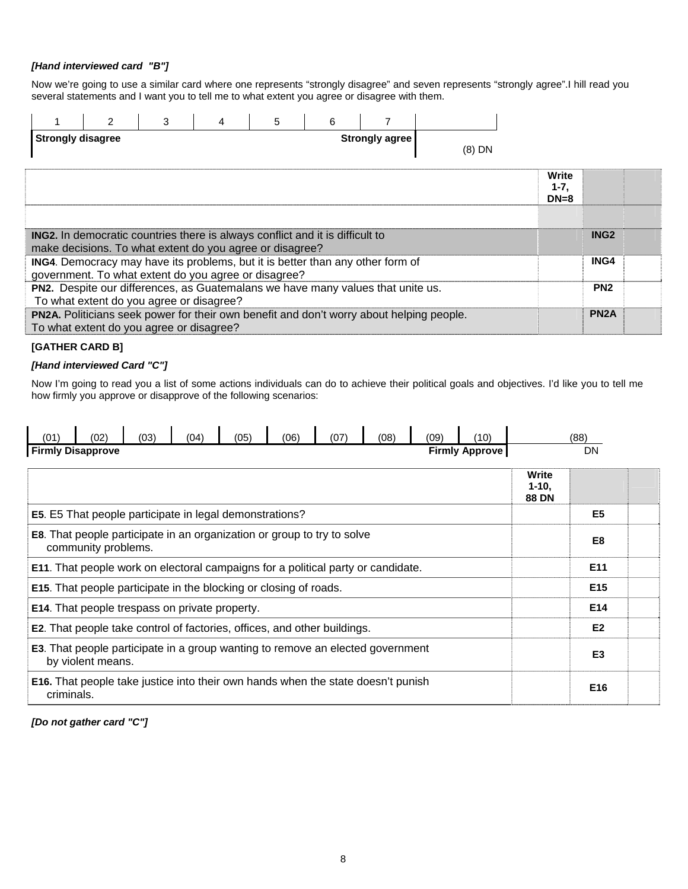*[Hand interviewed card "B"]*

Now we're going to use a similar card where one represents "strongly disagree" and seven represents "strongly agree".I hill read you several statements and I want you to tell me to what extent you agree or disagree with them.

| 1 | 2 | 3 | 4 | 5 | 6 | 7 | |
|---|---|---|---|---|---|---|---|
| **Strongly disagree** | | | | | | **Strongly agree** | (8) DN |

| | Write 1-7, DN=8 | | |
|---|---|---|---|
| | | | |
| **ING2.** In democratic countries there is always conflict and it is difficult to make decisions. To what extent do you agree or disagree? | | **ING2** | |
| **ING4**. Democracy may have its problems, but it is better than any other form of government. To what extent do you agree or disagree? | | **ING4** | |
| **PN2.** Despite our differences, as Guatemalans we have many values that unite us. To what extent do you agree or disagree? | | **PN2** | |
| **PN2A.** Politicians seek power for their own benefit and don't worry about helping people. To what extent do you agree or disagree? | | **PN2A** | |

**[GATHER CARD B]**

*[Hand interviewed Card "C"]*

Now I'm going to read you a list of some actions individuals can do to achieve their political goals and objectives. I'd like you to tell me how firmly you approve or disapprove of the following scenarios:

| (01) | (02) | (03) | (04) | (05) | (06) | (07) | (08) | (09) | (10) | (88) |
|---|---|---|---|---|---|---|---|---|---|---|
| **Firmly Disapprove** | | | | | | | | | **Firmly Approve** | DN |

| | Write 1-10, 88 DN | | |
|---|---|---|---|
| **E5**. E5 That people participate in legal demonstrations? | | **E5** | |
| **E8**. That people participate in an organization or group to try to solve community problems. | | **E8** | |
| **E11**. That people work on electoral campaigns for a political party or candidate. | | **E11** | |
| **E15**. That people participate in the blocking or closing of roads. | | **E15** | |
| **E14**. That people trespass on private property. | | **E14** | |
| **E2**. That people take control of factories, offices, and other buildings. | | **E2** | |
| **E3**. That people participate in a group wanting to remove an elected government by violent means. | | **E3** | |
| **E16.** That people take justice into their own hands when the state doesn't punish criminals. | | **E16** | |

*[Do not gather card "C"]*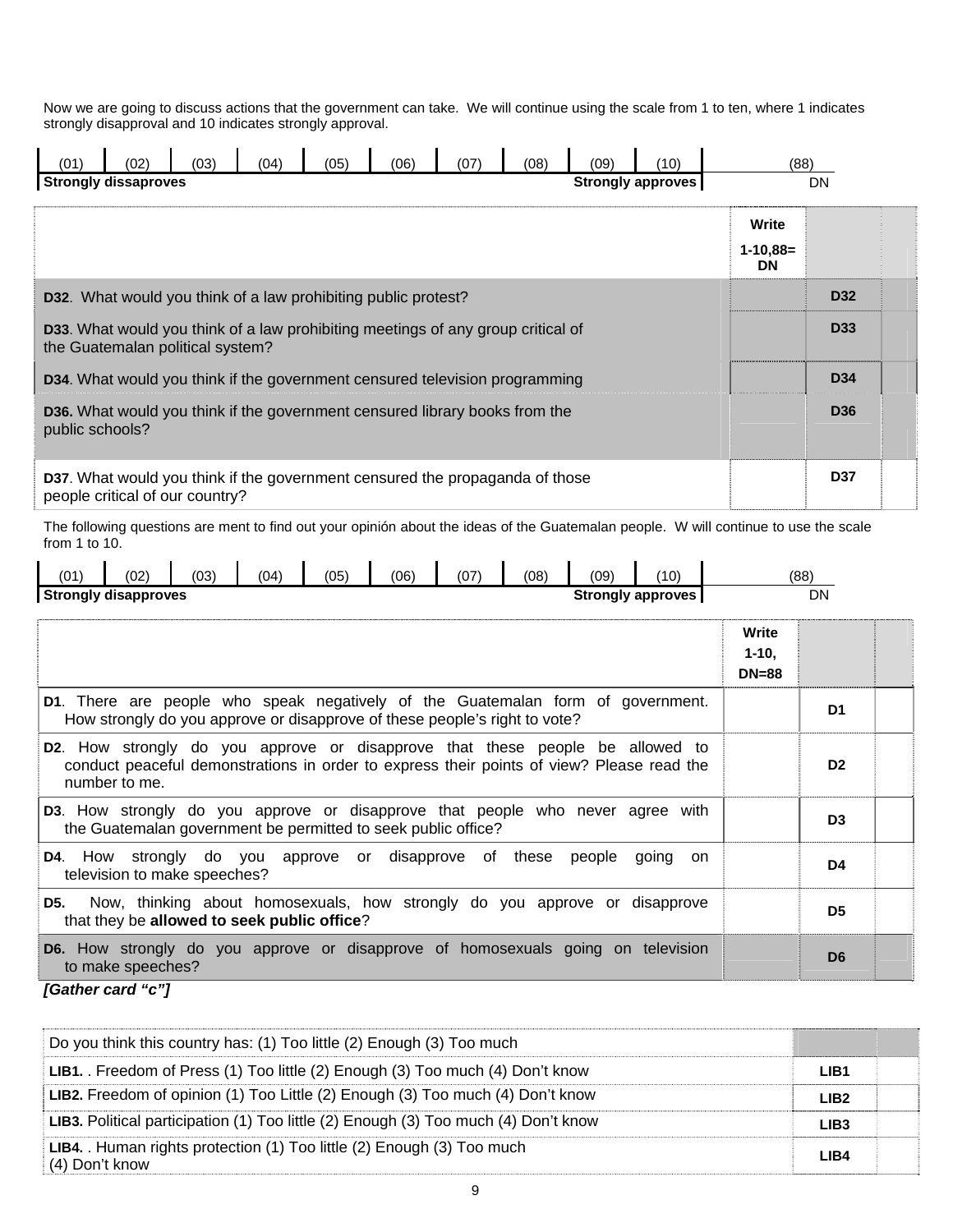Now we are going to discuss actions that the government can take. We will continue using the scale from 1 to ten, where 1 indicates strongly disapproval and 10 indicates strongly approval.

| (01) | (02) | (03) | (04) | (05) | (06) | (07) | (08) | (09) | (10) | (88) |
|---|---|---|---|---|---|---|---|---|---|---|
| **Strongly dissaproves** | | | | | | | | | **Strongly approves** | DN |

| | Write 1-10,88= DN | | |
|---|---|---|---|
| **D32**. What would you think of a law prohibiting public protest? | | **D32** | |
| **D33**. What would you think of a law prohibiting meetings of any group critical of the Guatemalan political system? | | **D33** | |
| **D34**. What would you think if the government censured television programming | | **D34** | |
| **D36.** What would you think if the government censured library books from the public schools? | | **D36** | |
| **D37**. What would you think if the government censured the propaganda of those people critical of our country? | | **D37** | |

The following questions are ment to find out your opinión about the ideas of the Guatemalan people. W will continue to use the scale from 1 to 10.

| (01) | (02) | (03) | (04) | (05) | (06) | (07) | (08) | (09) | (10) | (88) |
|---|---|---|---|---|---|---|---|---|---|---|
| **Strongly disapproves** | | | | | | | | | **Strongly approves** | DN |

| | Write 1-10, DN=88 | | |
|---|---|---|---|
| **D1**. There are people who speak negatively of the Guatemalan form of government. How strongly do you approve or disapprove of these people's right to vote? | | **D1** | |
| **D2**. How strongly do you approve or disapprove that these people be allowed to conduct peaceful demonstrations in order to express their points of view? Please read the number to me. | | **D2** | |
| **D3**. How strongly do you approve or disapprove that people who never agree with the Guatemalan government be permitted to seek public office? | | **D3** | |
| **D4**. How strongly do you approve or disapprove of these people going on television to make speeches? | | **D4** | |
| **D5.** Now, thinking about homosexuals, how strongly do you approve or disapprove that they be **allowed to seek public office**? | | **D5** | |
| **D6.** How strongly do you approve or disapprove of homosexuals going on television to make speeches? | | **D6** | |

***[Gather card "c"]***

| Do you think this country has: (1) Too little (2) Enough (3) Too much | | |
|---|---|---|
| **LIB1.** . Freedom of Press (1) Too little (2) Enough (3) Too much (4) Don't know | **LIB1** | |
| **LIB2.** Freedom of opinion (1) Too Little (2) Enough (3) Too much (4) Don't know | **LIB2** | |
| **LIB3.** Political participation (1) Too little (2) Enough (3) Too much (4) Don't know | **LIB3** | |
| **LIB4.** . Human rights protection (1) Too little (2) Enough (3) Too much (4) Don't know | **LIB4** | |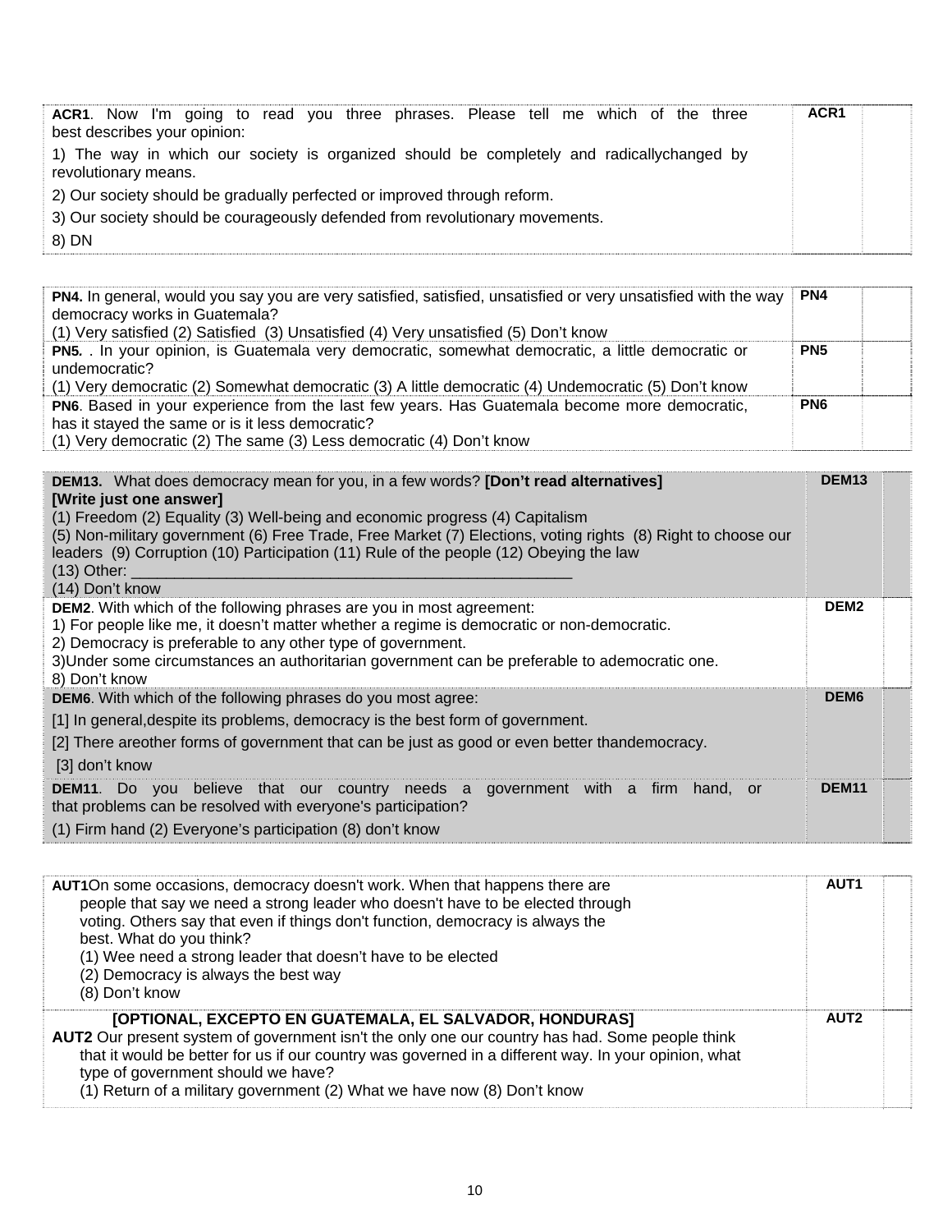| | | |
|---|---|---|
| **ACR1**. Now I'm going to read you three phrases. Please tell me which of the three best describes your opinion:<br>1) The way in which our society is organized should be completely and radicallychanged by revolutionary means.<br>2) Our society should be gradually perfected or improved through reform.<br>3) Our society should be courageously defended from revolutionary movements.<br>8) DN | **ACR1** | |

| | | |
|---|---|---|
| **PN4.** In general, would you say you are very satisfied, satisfied, unsatisfied or very unsatisfied with the way democracy works in Guatemala?<br>(1) Very satisfied (2) Satisfied (3) Unsatisfied (4) Very unsatisfied (5) Don't know | **PN4** | |
| **PN5.** . In your opinion, is Guatemala very democratic, somewhat democratic, a little democratic or undemocratic?<br>(1) Very democratic (2) Somewhat democratic (3) A little democratic (4) Undemocratic (5) Don't know | **PN5** | |
| **PN6**. Based in your experience from the last few years. Has Guatemala become more democratic, has it stayed the same or is it less democratic?<br>(1) Very democratic (2) The same (3) Less democratic (4) Don't know | **PN6** | |

| | | |
|---|---|---|
| **DEM13.** What does democracy mean for you, in a few words? **[Don't read alternatives]**<br>**[Write just one answer]**<br>(1) Freedom (2) Equality (3) Well-being and economic progress (4) Capitalism<br>(5) Non-military government (6) Free Trade, Free Market (7) Elections, voting rights (8) Right to choose our leaders (9) Corruption (10) Participation (11) Rule of the people (12) Obeying the law<br>(13) Other: ____________________________________________________<br>(14) Don't know | **DEM13** | |
| **DEM2**. With which of the following phrases are you in most agreement:<br>1) For people like me, it doesn't matter whether a regime is democratic or non-democratic.<br>2) Democracy is preferable to any other type of government.<br>3)Under some circumstances an authoritarian government can be preferable to ademocratic one.<br>8) Don't know | **DEM2** | |
| **DEM6**. With which of the following phrases do you most agree:<br>[1] In general,despite its problems, democracy is the best form of government.<br>[2] There areother forms of government that can be just as good or even better thandemocracy.<br>[3] don't know | **DEM6** | |
| **DEM11**. Do you believe that our country needs a government with a firm hand, or that problems can be resolved with everyone's participation?<br>(1) Firm hand (2) Everyone's participation (8) don't know | **DEM11** | |

| | | |
|---|---|---|
| **AUT1**On some occasions, democracy doesn't work. When that happens there are people that say we need a strong leader who doesn't have to be elected through voting. Others say that even if things don't function, democracy is always the best. What do you think?<br>(1) Wee need a strong leader that doesn't have to be elected<br>(2) Democracy is always the best way<br>(8) Don't know | **AUT1** | |
| **[OPTIONAL, EXCEPTO EN GUATEMALA, EL SALVADOR, HONDURAS]**<br>**AUT2** Our present system of government isn't the only one our country has had. Some people think that it would be better for us if our country was governed in a different way. In your opinion, what type of government should we have?<br>(1) Return of a military government (2) What we have now (8) Don't know | **AUT2** | |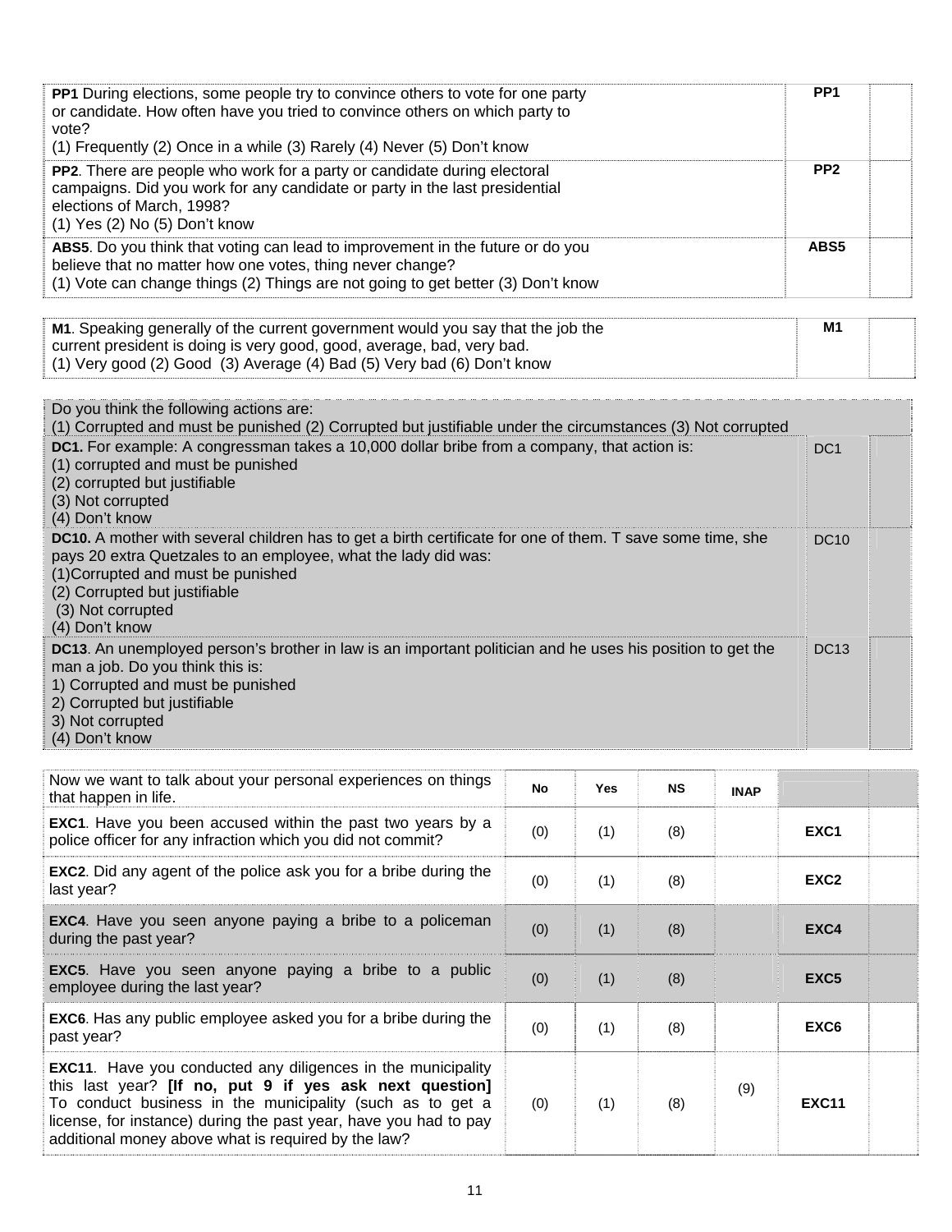| | | |
|---|---|---|
| **PP1** During elections, some people try to convince others to vote for one party or candidate. How often have you tried to convince others on which party to vote?<br>(1) Frequently (2) Once in a while (3) Rarely (4) Never (5) Don't know | **PP1** | |
| **PP2**. There are people who work for a party or candidate during electoral campaigns. Did you work for any candidate or party in the last presidential elections of March, 1998?<br>(1) Yes (2) No (5) Don't know | **PP2** | |
| **ABS5**. Do you think that voting can lead to improvement in the future or do you believe that no matter how one votes, thing never change?<br>(1) Vote can change things (2) Things are not going to get better (3) Don't know | **ABS5** | |

| | | |
|---|---|---|
| **M1**. Speaking generally of the current government would you say that the job the current president is doing is very good, good, average, bad, very bad.<br>(1) Very good (2) Good (3) Average (4) Bad (5) Very bad (6) Don't know | **M1** | |

| | | |
|---|---|---|
| Do you think the following actions are:<br>(1) Corrupted and must be punished (2) Corrupted but justifiable under the circumstances (3) Not corrupted | | |
| **DC1.** For example: A congressman takes a 10,000 dollar bribe from a company, that action is:<br>(1) corrupted and must be punished<br>(2) corrupted but justifiable<br>(3) Not corrupted<br>(4) Don't know | DC1 | |
| **DC10.** A mother with several children has to get a birth certificate for one of them. T save some time, she pays 20 extra Quetzales to an employee, what the lady did was:<br>(1)Corrupted and must be punished<br>(2) Corrupted but justifiable<br>(3) Not corrupted<br>(4) Don't know | DC10 | |
| **DC13**. An unemployed person's brother in law is an important politician and he uses his position to get the man a job. Do you think this is:<br>1) Corrupted and must be punished<br>2) Corrupted but justifiable<br>3) Not corrupted<br>(4) Don't know | DC13 | |

| Now we want to talk about your personal experiences on things that happen in life. | No | Yes | NS | INAP | | |
|---|---|---|---|---|---|---|
| **EXC1**. Have you been accused within the past two years by a police officer for any infraction which you did not commit? | (0) | (1) | (8) | | **EXC1** | |
| **EXC2**. Did any agent of the police ask you for a bribe during the last year? | (0) | (1) | (8) | | **EXC2** | |
| **EXC4**. Have you seen anyone paying a bribe to a policeman during the past year? | (0) | (1) | (8) | | **EXC4** | |
| **EXC5**. Have you seen anyone paying a bribe to a public employee during the last year? | (0) | (1) | (8) | | **EXC5** | |
| **EXC6**. Has any public employee asked you for a bribe during the past year? | (0) | (1) | (8) | | **EXC6** | |
| **EXC11**. Have you conducted any diligences in the municipality this last year? **[If no, put 9 if yes ask next question]** To conduct business in the municipality (such as to get a license, for instance) during the past year, have you had to pay additional money above what is required by the law? | (0) | (1) | (8) | (9) | **EXC11** | |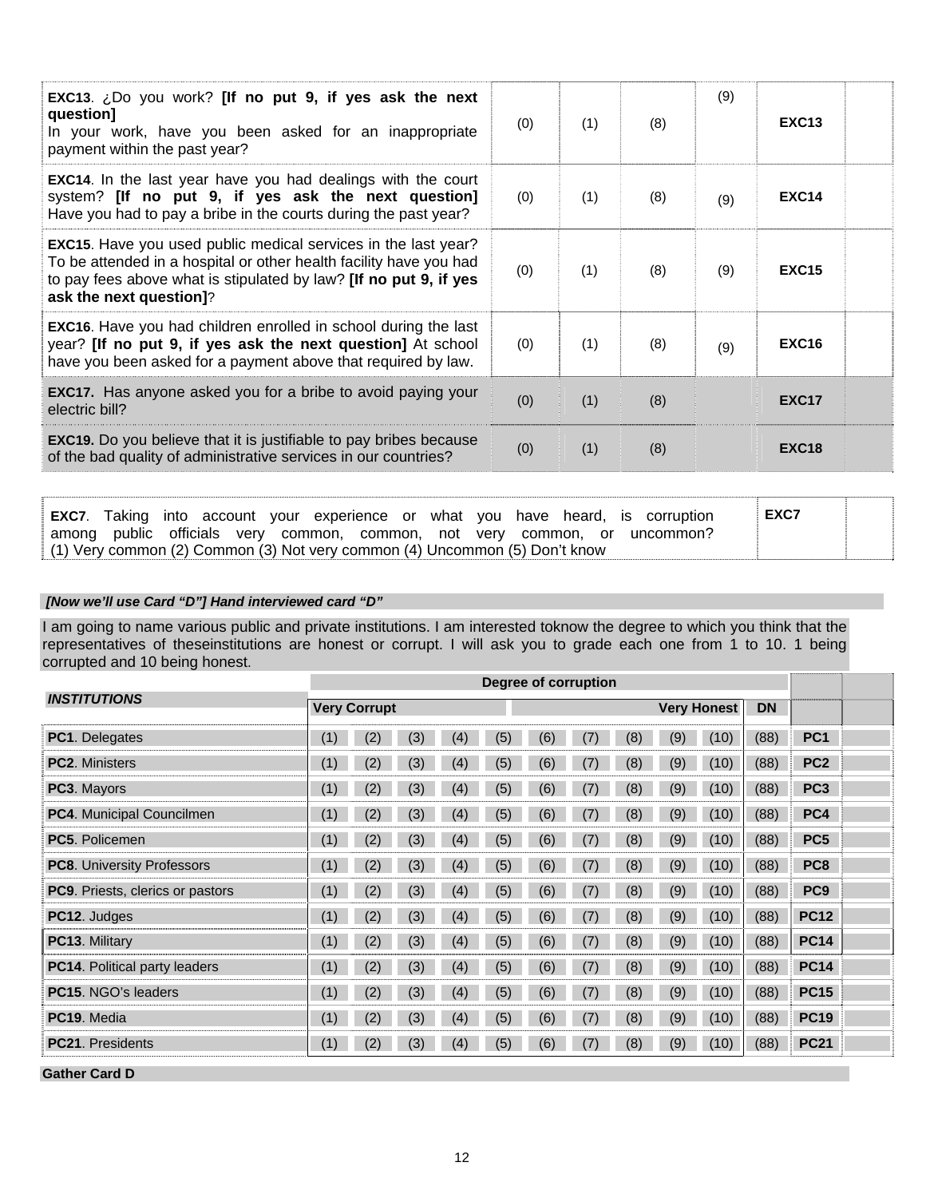| | | | | | | |
|---|---|---|---|---|---|---|
| **EXC13**. ¿Do you work? **[If no put 9, if yes ask the next question]** In your work, have you been asked for an inappropriate payment within the past year? | (0) | (1) | (8) | (9) | **EXC13** | |
| **EXC14**. In the last year have you had dealings with the court system? **[If no put 9, if yes ask the next question]** Have you had to pay a bribe in the courts during the past year? | (0) | (1) | (8) | (9) | **EXC14** | |
| **EXC15**. Have you used public medical services in the last year? To be attended in a hospital or other health facility have you had to pay fees above what is stipulated by law? **[If no put 9, if yes ask the next question]**? | (0) | (1) | (8) | (9) | **EXC15** | |
| **EXC16**. Have you had children enrolled in school during the last year? **[If no put 9, if yes ask the next question]** At school have you been asked for a payment above that required by law. | (0) | (1) | (8) | (9) | **EXC16** | |
| **EXC17.** Has anyone asked you for a bribe to avoid paying your electric bill? | (0) | (1) | (8) | | **EXC17** | |
| **EXC19.** Do you believe that it is justifiable to pay bribes because of the bad quality of administrative services in our countries? | (0) | (1) | (8) | | **EXC18** | |

| | | |
|---|---|---|
| **EXC7**. Taking into account your experience or what you have heard, is corruption among public officials very common, common, not very common, or uncommon? (1) Very common (2) Common (3) Not very common (4) Uncommon (5) Don't know | **EXC7** | |

***[Now we'll use Card "D"] Hand interviewed card "D"***

I am going to name various public and private institutions. I am interested toknow the degree to which you think that the representatives of theseinstitutions are honest or corrupt. I will ask you to grade each one from 1 to 10. 1 being corrupted and 10 being honest.

| ***INSTITUTIONS*** | **Degree of corruption** | | | | | | | | | | | | |
|---|---|---|---|---|---|---|---|---|---|---|---|---|---|
| | **Very Corrupt** | | | | | | | | | **Very Honest** | **DN** | | |
| **PC1**. Delegates | (1) | (2) | (3) | (4) | (5) | (6) | (7) | (8) | (9) | (10) | (88) | **PC1** | |
| **PC2**. Ministers | (1) | (2) | (3) | (4) | (5) | (6) | (7) | (8) | (9) | (10) | (88) | **PC2** | |
| **PC3**. Mayors | (1) | (2) | (3) | (4) | (5) | (6) | (7) | (8) | (9) | (10) | (88) | **PC3** | |
| **PC4**. Municipal Councilmen | (1) | (2) | (3) | (4) | (5) | (6) | (7) | (8) | (9) | (10) | (88) | **PC4** | |
| **PC5**. Policemen | (1) | (2) | (3) | (4) | (5) | (6) | (7) | (8) | (9) | (10) | (88) | **PC5** | |
| **PC8**. University Professors | (1) | (2) | (3) | (4) | (5) | (6) | (7) | (8) | (9) | (10) | (88) | **PC8** | |
| **PC9**. Priests, clerics or pastors | (1) | (2) | (3) | (4) | (5) | (6) | (7) | (8) | (9) | (10) | (88) | **PC9** | |
| **PC12**. Judges | (1) | (2) | (3) | (4) | (5) | (6) | (7) | (8) | (9) | (10) | (88) | **PC12** | |
| **PC13**. Military | (1) | (2) | (3) | (4) | (5) | (6) | (7) | (8) | (9) | (10) | (88) | **PC14** | |
| **PC14**. Political party leaders | (1) | (2) | (3) | (4) | (5) | (6) | (7) | (8) | (9) | (10) | (88) | **PC14** | |
| **PC15**. NGO's leaders | (1) | (2) | (3) | (4) | (5) | (6) | (7) | (8) | (9) | (10) | (88) | **PC15** | |
| **PC19**. Media | (1) | (2) | (3) | (4) | (5) | (6) | (7) | (8) | (9) | (10) | (88) | **PC19** | |
| **PC21**. Presidents | (1) | (2) | (3) | (4) | (5) | (6) | (7) | (8) | (9) | (10) | (88) | **PC21** | |

**Gather Card D**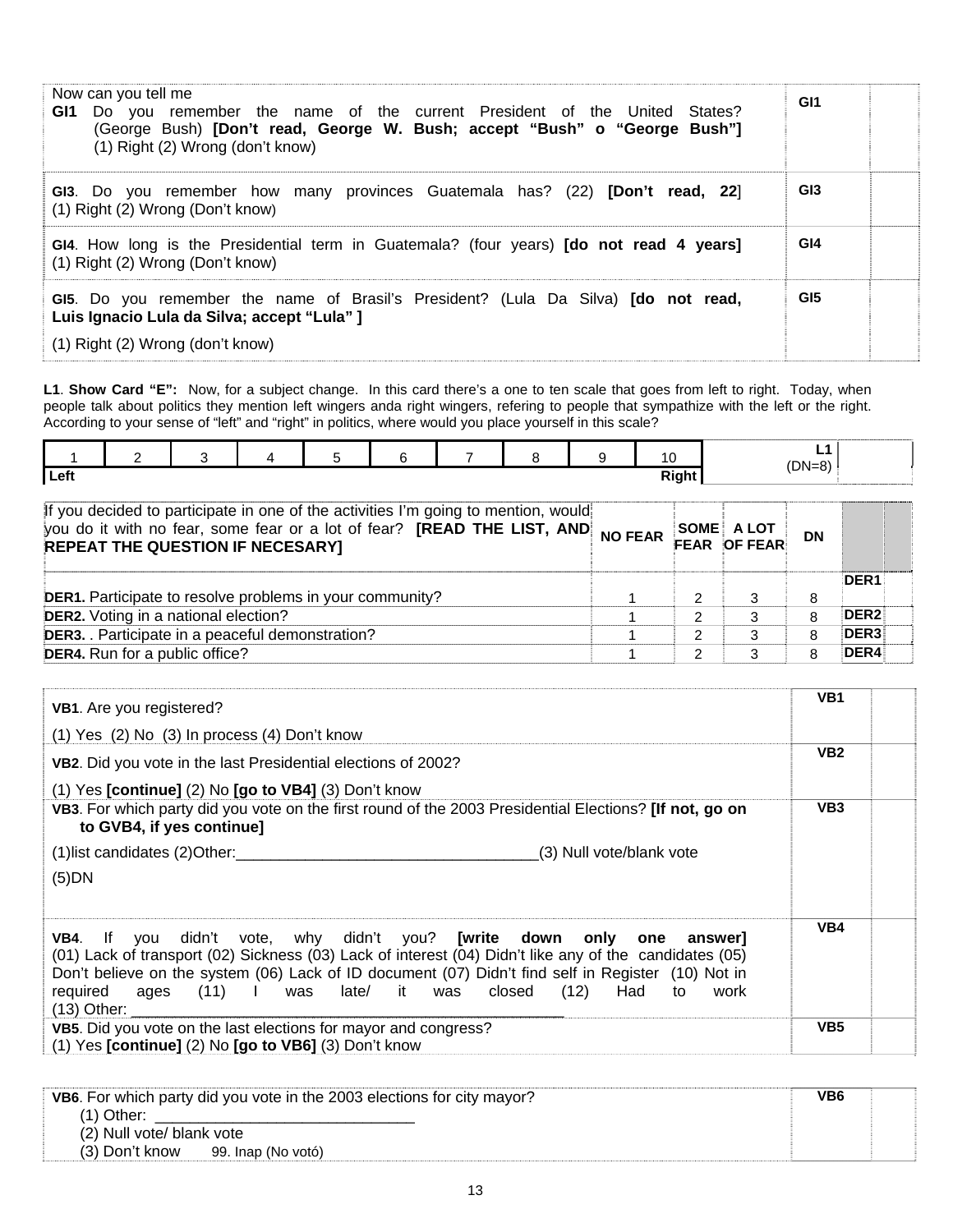| | | |
|---|---|---|
| Now can you tell me<br>**GI1** Do you remember the name of the current President of the United States? (George Bush) **[Don't read, George W. Bush; accept "Bush" o "George Bush"]**<br>(1) Right (2) Wrong (don't know) | GI1 | |
| **GI3**. Do you remember how many provinces Guatemala has? (22) **[Don't read, 22]**<br>(1) Right (2) Wrong (Don't know) | GI3 | |
| **GI4**. How long is the Presidential term in Guatemala? (four years) **[do not read 4 years]**<br>(1) Right (2) Wrong (Don't know) | GI4 | |
| **GI5**. Do you remember the name of Brasil's President? (Lula Da Silva) **[do not read, Luis Ignacio Lula da Silva; accept "Lula" ]**<br>(1) Right (2) Wrong (don't know) | GI5 | |

**L1**. **Show Card "E":** Now, for a subject change. In this card there's a one to ten scale that goes from left to right. Today, when people talk about politics they mention left wingers anda right wingers, refering to people that sympathize with the left or the right. According to your sense of "left" and "right" in politics, where would you place yourself in this scale?

| 1 | 2 | 3 | 4 | 5 | 6 | 7 | 8 | 9 | 10 | L1 (DN=8) | |
|---|---|---|---|---|---|---|---|---|---|---|---|
| Left | | | | | | | | | Right | | |

| If you decided to participate in one of the activities I'm going to mention, would you do it with no fear, some fear or a lot of fear? **[READ THE LIST, AND REPEAT THE QUESTION IF NECESARY]** | NO FEAR | SOME FEAR | A LOT OF FEAR | DN | | |
|---|---|---|---|---|---|---|
| **DER1.** Participate to resolve problems in your community? | 1 | 2 | 3 | 8 | DER1 | |
| **DER2.** Voting in a national election? | 1 | 2 | 3 | 8 | DER2 | |
| **DER3.** . Participate in a peaceful demonstration? | 1 | 2 | 3 | 8 | DER3 | |
| **DER4.** Run for a public office? | 1 | 2 | 3 | 8 | DER4 | |

| | | |
|---|---|---|
| **VB1**. Are you registered?<br>(1) Yes (2) No (3) In process (4) Don't know | VB1 | |
| **VB2**. Did you vote in the last Presidential elections of 2002?<br>(1) Yes **[continue]** (2) No **[go to VB4]** (3) Don't know | VB2 | |
| **VB3**. For which party did you vote on the first round of the 2003 Presidential Elections? **[If not, go on to GVB4, if yes continue]**<br>(1)list candidates (2)Other:___________________________________(3) Null vote/blank vote<br>(5)DN | VB3 | |
| **VB4**. If you didn't vote, why didn't you? **[write down only one answer]**<br>(01) Lack of transport (02) Sickness (03) Lack of interest (04) Didn't like any of the candidates (05) Don't believe on the system (06) Lack of ID document (07) Didn't find self in Register (10) Not in required ages (11) I was late/ it was closed (12) Had to work<br>(13) Other: ______________________________________________________ | VB4 | |
| **VB5**. Did you vote on the last elections for mayor and congress?<br>(1) Yes **[continue]** (2) No **[go to VB6]** (3) Don't know | VB5 | |

| | | |
|---|---|---|
| **VB6**. For which party did you vote in the 2003 elections for city mayor?<br>(1) Other: ______________________________<br>(2) Null vote/ blank vote<br>(3) Don't know 99. Inap (No votó) | VB6 | |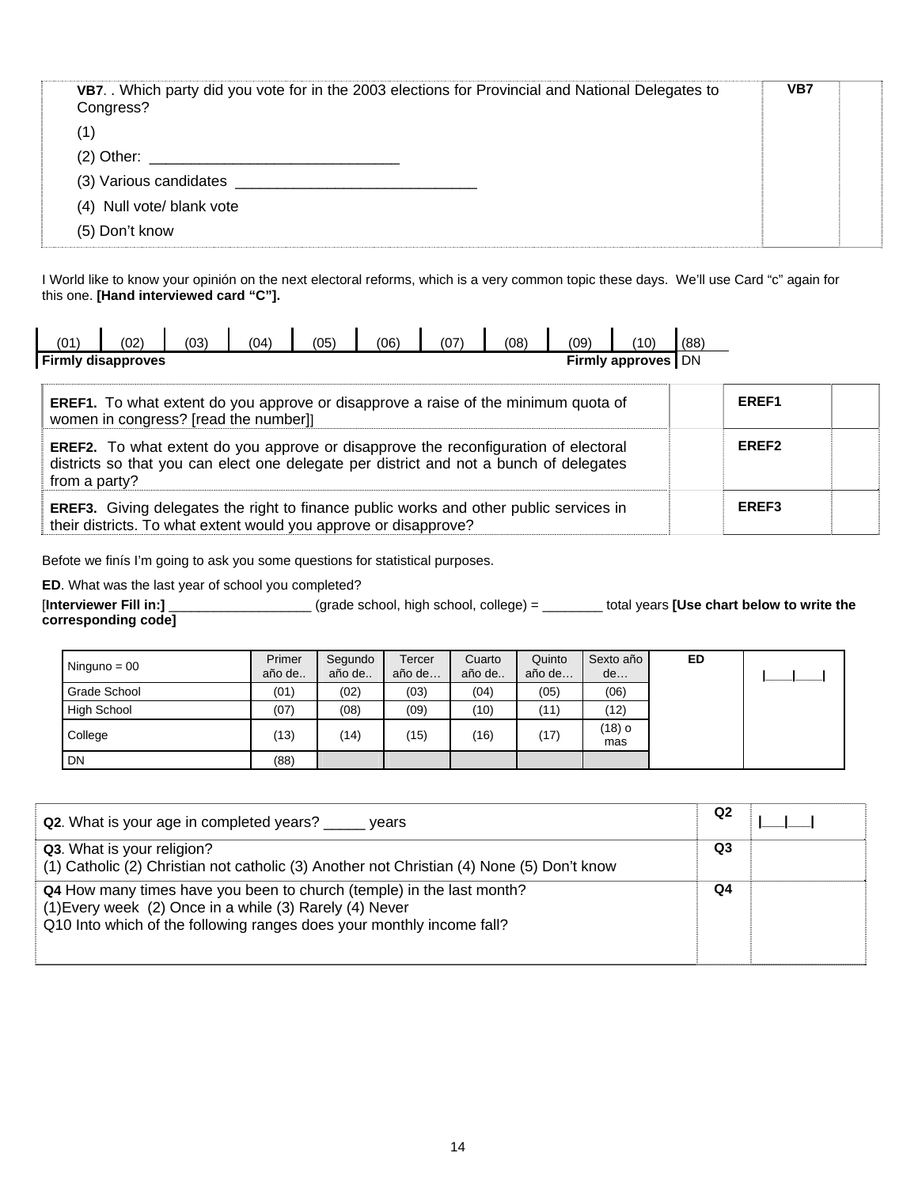| **VB7**. . Which party did you vote for in the 2003 elections for Provincial and National Delegates to Congress?<br>(1)<br>(2) Other: ______________________________<br>(3) Various candidates ______________________________<br>(4) Null vote/ blank vote<br>(5) Don't know | **VB7** | |
|---|---|---|

I World like to know your opinión on the next electoral reforms, which is a very common topic these days. We'll use Card "c" again for this one. **[Hand interviewed card "C"].**

| (01) | (02) | (03) | (04) | (05) | (06) | (07) | (08) | (09) | (10) | (88) |
|---|---|---|---|---|---|---|---|---|---|---|
| **Firmly disapproves** | | | | | | | | | **Firmly approves** | DN |

| | | | |
|---|---|---|---|
| **EREF1.** To what extent do you approve or disapprove a raise of the minimum quota of women in congress? [read the number]] | | **EREF1** | |
| **EREF2.** To what extent do you approve or disapprove the reconfiguration of electoral districts so that you can elect one delegate per district and not a bunch of delegates from a party? | | **EREF2** | |
| **EREF3.** Giving delegates the right to finance public works and other public services in their districts. To what extent would you approve or disapprove? | | **EREF3** | |

Befote we finís I'm going to ask you some questions for statistical purposes.

**ED**. What was the last year of school you completed?

[**Interviewer Fill in:]** ___________________ (grade school, high school, college) = ________ total years **[Use chart below to write the corresponding code]**

| Ninguno = 00 | Primer año de.. | Segundo año de.. | Tercer año de… | Cuarto año de.. | Quinto año de… | Sexto año de… | **ED** | \|___\|___\| |
|---|---|---|---|---|---|---|---|---|
| Grade School | (01) | (02) | (03) | (04) | (05) | (06) | | |
| High School | (07) | (08) | (09) | (10) | (11) | (12) | | |
| College | (13) | (14) | (15) | (16) | (17) | (18) o mas | | |
| DN | (88) | | | | | | | |

| | | |
|---|---|---|
| **Q2**. What is your age in completed years? _____ years | **Q2** | \|___\|___\| |
| **Q3**. What is your religion?<br>(1) Catholic (2) Christian not catholic (3) Another not Christian (4) None (5) Don't know | **Q3** | |
| **Q4** How many times have you been to church (temple) in the last month?<br>(1)Every week (2) Once in a while (3) Rarely (4) Never<br>Q10 Into which of the following ranges does your monthly income fall? | **Q4** | |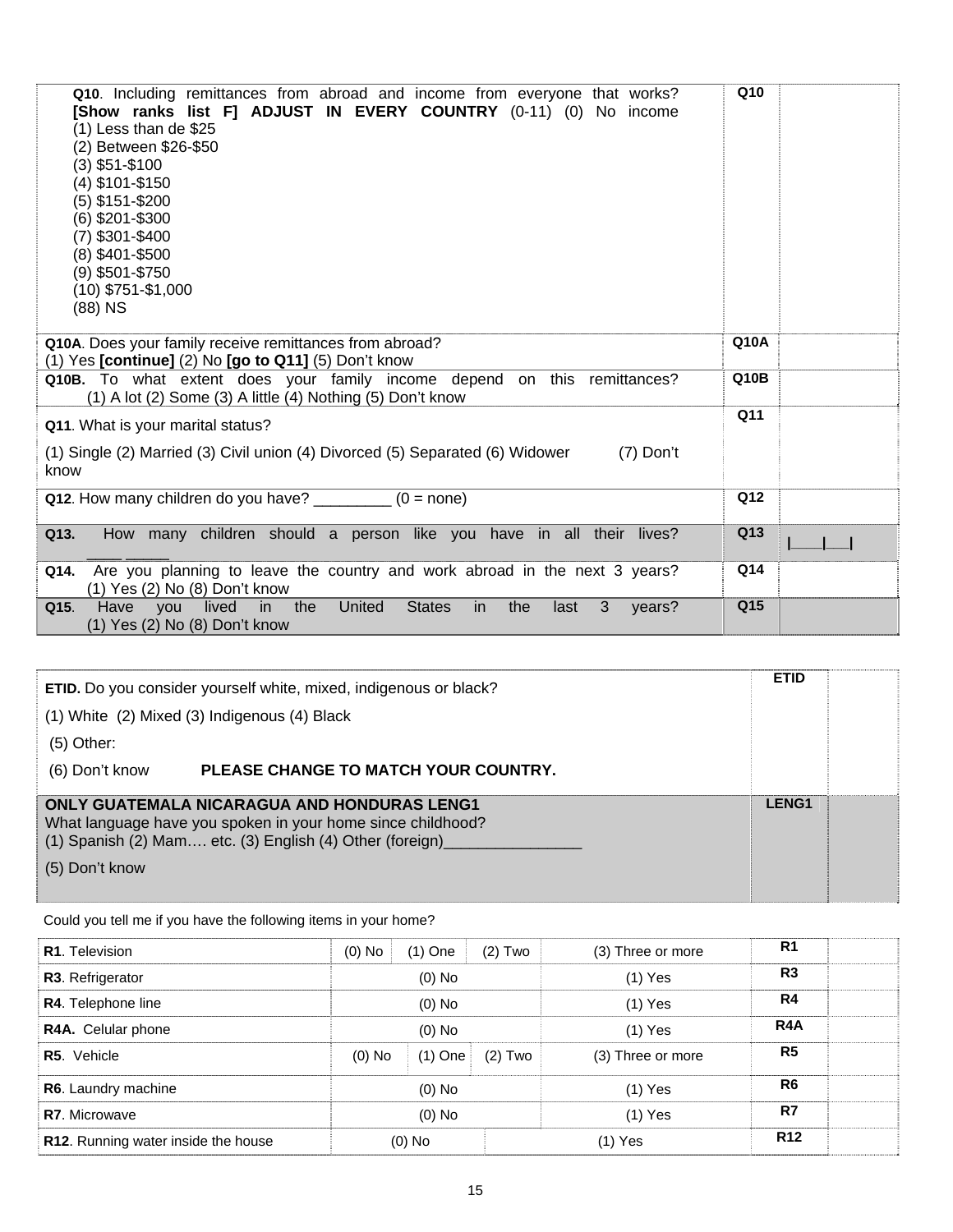| | | |
|---|---|---|
| **Q10**. Including remittances from abroad and income from everyone that works? **[Show ranks list F] ADJUST IN EVERY COUNTRY** (0-11) (0) No income<br>(1) Less than de $25<br>(2) Between $26-$50<br>(3) $51-$100<br>(4) $101-$150<br>(5) $151-$200<br>(6) $201-$300<br>(7) $301-$400<br>(8) $401-$500<br>(9) $501-$750<br>(10) $751-$1,000<br>(88) NS | **Q10** | |
| **Q10A**. Does your family receive remittances from abroad?<br>(1) Yes **[continue]** (2) No **[go to Q11]** (5) Don't know | **Q10A** | |
| **Q10B.** To what extent does your family income depend on this remittances?<br>(1) A lot (2) Some (3) A little (4) Nothing (5) Don't know | **Q10B** | |
| **Q11**. What is your marital status?<br>(1) Single (2) Married (3) Civil union (4) Divorced (5) Separated (6) Widower (7) Don't know | **Q11** | |
| **Q12**. How many children do you have? _________ (0 = none) | **Q12** | |
| **Q13.** How many children should a person like you have in all their lives? ____ _____ | **Q13** | \|___\|__\| |
| **Q14.** Are you planning to leave the country and work abroad in the next 3 years?<br>(1) Yes (2) No (8) Don't know | **Q14** | |
| **Q15**. Have you lived in the United States in the last 3 years?<br>(1) Yes (2) No (8) Don't know | **Q15** | |

| | | |
|---|---|---|
| **ETID.** Do you consider yourself white, mixed, indigenous or black?<br>(1) White (2) Mixed (3) Indigenous (4) Black<br>(5) Other:<br>(6) Don't know **PLEASE CHANGE TO MATCH YOUR COUNTRY.** | **ETID** | |
| **ONLY GUATEMALA NICARAGUA AND HONDURAS LENG1**<br>What language have you spoken in your home since childhood?<br>(1) Spanish (2) Mam…. etc. (3) English (4) Other (foreign)________________<br>(5) Don't know | **LENG1** | |

Could you tell me if you have the following items in your home?

| | | | | | | |
|---|---|---|---|---|---|---|
| **R1**. Television | (0) No | (1) One | (2) Two | (3) Three or more | **R1** | |
| **R3**. Refrigerator | (0) No | | | (1) Yes | **R3** | |
| **R4**. Telephone line | (0) No | | | (1) Yes | **R4** | |
| **R4A.** Celular phone | (0) No | | | (1) Yes | **R4A** | |
| **R5**. Vehicle | (0) No | (1) One | (2) Two | (3) Three or more | **R5** | |
| **R6**. Laundry machine | (0) No | | | (1) Yes | **R6** | |
| **R7**. Microwave | (0) No | | | (1) Yes | **R7** | |
| **R12**. Running water inside the house | (0) No | | | (1) Yes | **R12** | |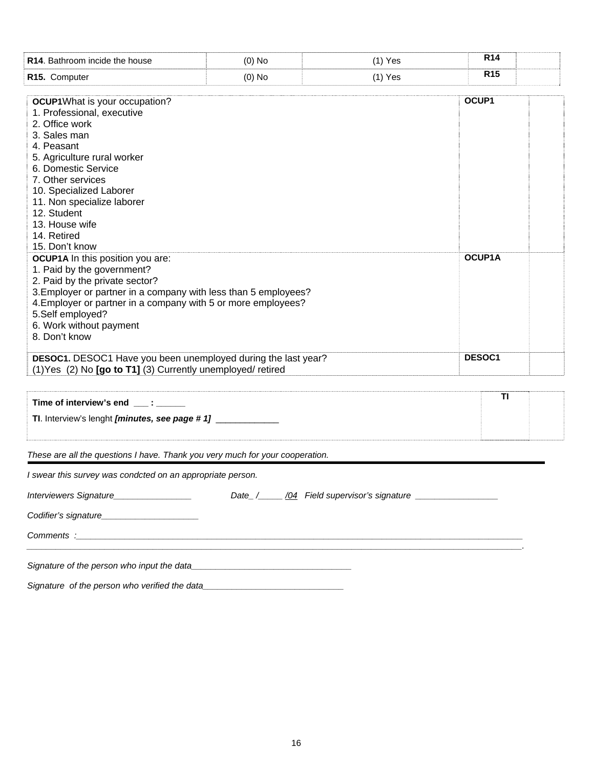| **R14**. Bathroom incide the house | (0) No | (1) Yes | **R14** | |
|---|---|---|---|---|
| **R15.** Computer | (0) No | (1) Yes | **R15** | |

| | | |
|---|---|---|
| **OCUP1**What is your occupation?<br>1. Professional, executive<br>2. Office work<br>3. Sales man<br>4. Peasant<br>5. Agriculture rural worker<br>6. Domestic Service<br>7. Other services<br>10. Specialized Laborer<br>11. Non specialize laborer<br>12. Student<br>13. House wife<br>14. Retired<br>15. Don't know | **OCUP1** | |
| **OCUP1A** In this position you are:<br>1. Paid by the government?<br>2. Paid by the private sector?<br>3.Employer or partner in a company with less than 5 employees?<br>4.Employer or partner in a company with 5 or more employees?<br>5.Self employed?<br>6. Work without payment<br>8. Don't know | **OCUP1A** | |
| **DESOC1.** DESOC1 Have you been unemployed during the last year?<br>(1)Yes (2) No **[go to T1]** (3) Currently unemployed/ retired | **DESOC1** | |

| | | |
|---|---|---|
| **Time of interview's end ___ : ______**<br>**TI**. Interview's lenght ***[minutes, see page # 1]*** _____________ | **TI** | |

*These are all the questions I have. Thank you very much for your cooperation.*

---

*I swear this survey was condcted on an appropriate person.*

*Interviewers Signature________________ Date_ /_____ /04 Field supervisor's signature _________________*

*Codifier's signature____________________*

*Comments :_______________________________________________________________________________________________*
*______________________________________________________________________________________________________.*

*Signature of the person who input the data__________________________________*

*Signature of the person who verified the data______________________________*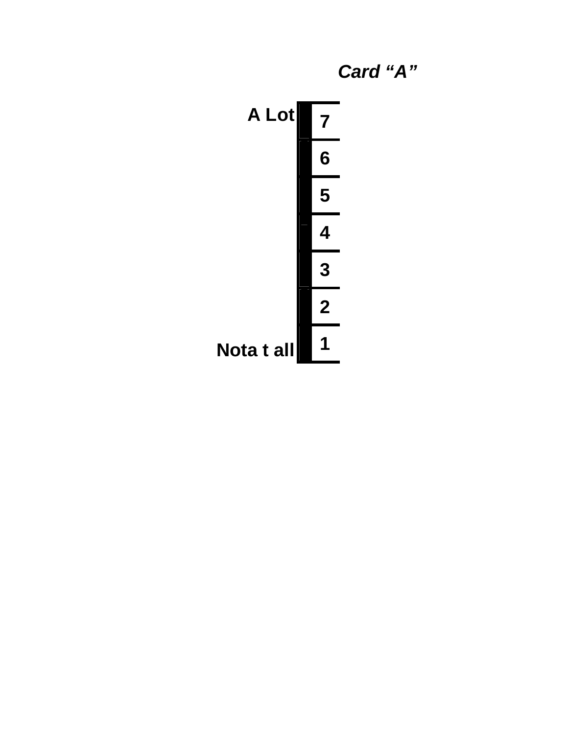***Card "A"***

| | |
|---|---|
| **A Lot** | **7** |
| | **6** |
| | **5** |
| | **4** |
| | **3** |
| | **2** |
| **Nota t all** | **1** |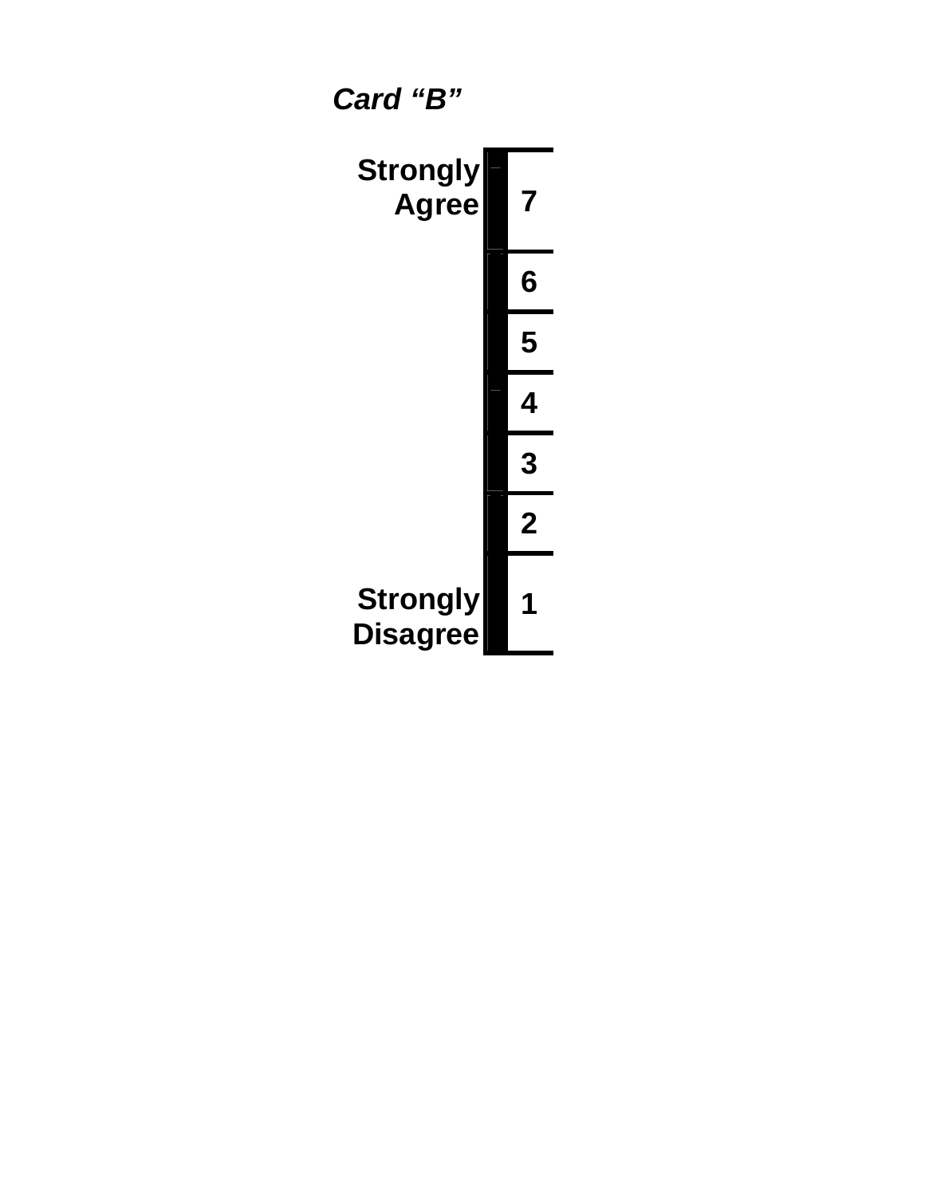*Card "B"*

| | |
|---|---|
| **Strongly Agree** | **7** |
| | **6** |
| | **5** |
| | **4** |
| | **3** |
| | **2** |
| **Strongly Disagree** | **1** |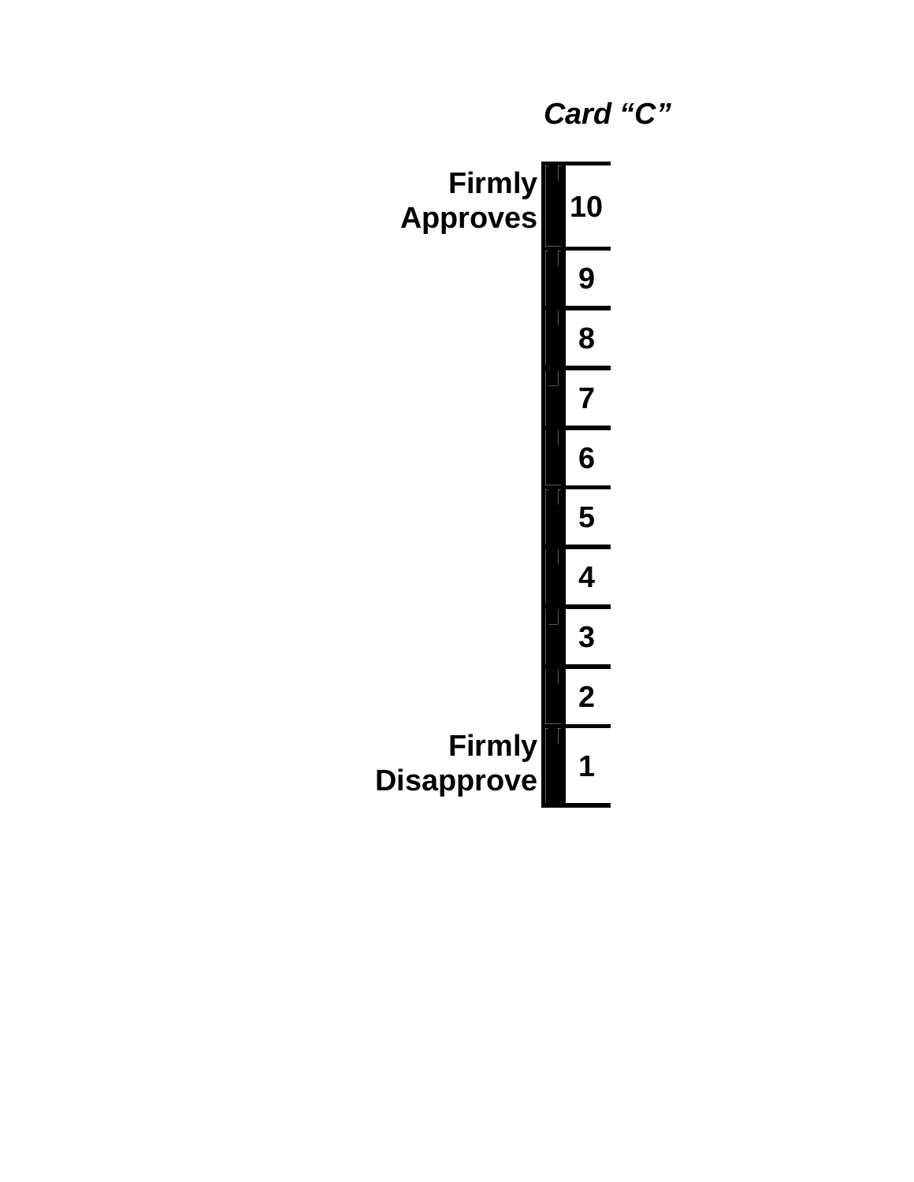*Card "C"*

| | |
|---|---|
| Firmly Approves | 10 |
| | 9 |
| | 8 |
| | 7 |
| | 6 |
| | 5 |
| | 4 |
| | 3 |
| | 2 |
| Firmly Disapprove | 1 |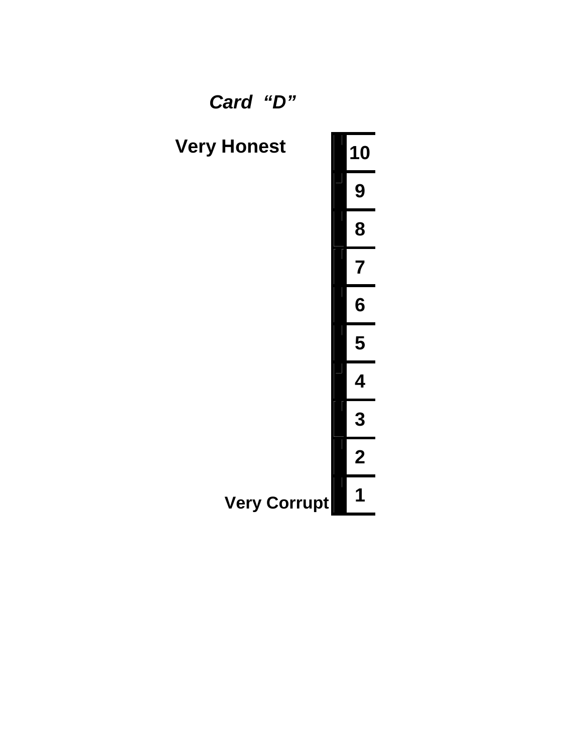*Card "D"*

| | |
|---|---|
| **Very Honest** | **10** |
| | **9** |
| | **8** |
| | **7** |
| | **6** |
| | **5** |
| | **4** |
| | **3** |
| | **2** |
| **Very Corrupt** | **1** |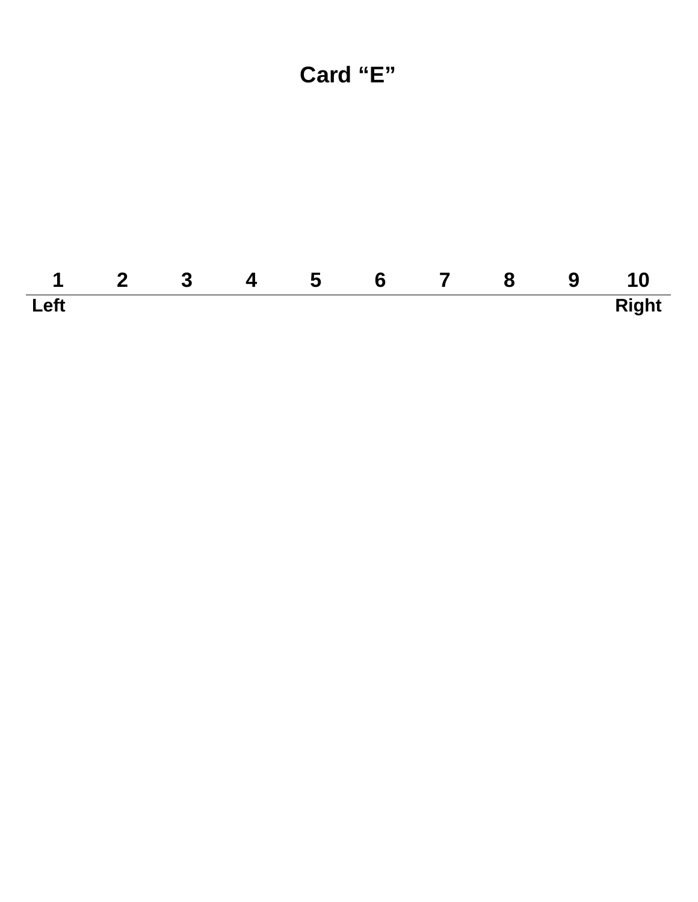# Card "E"

| 1 | 2 | 3 | 4 | 5 | 6 | 7 | 8 | 9 | 10 |
|---|---|---|---|---|---|---|---|---|---|
| Left | | | | | | | | | Right |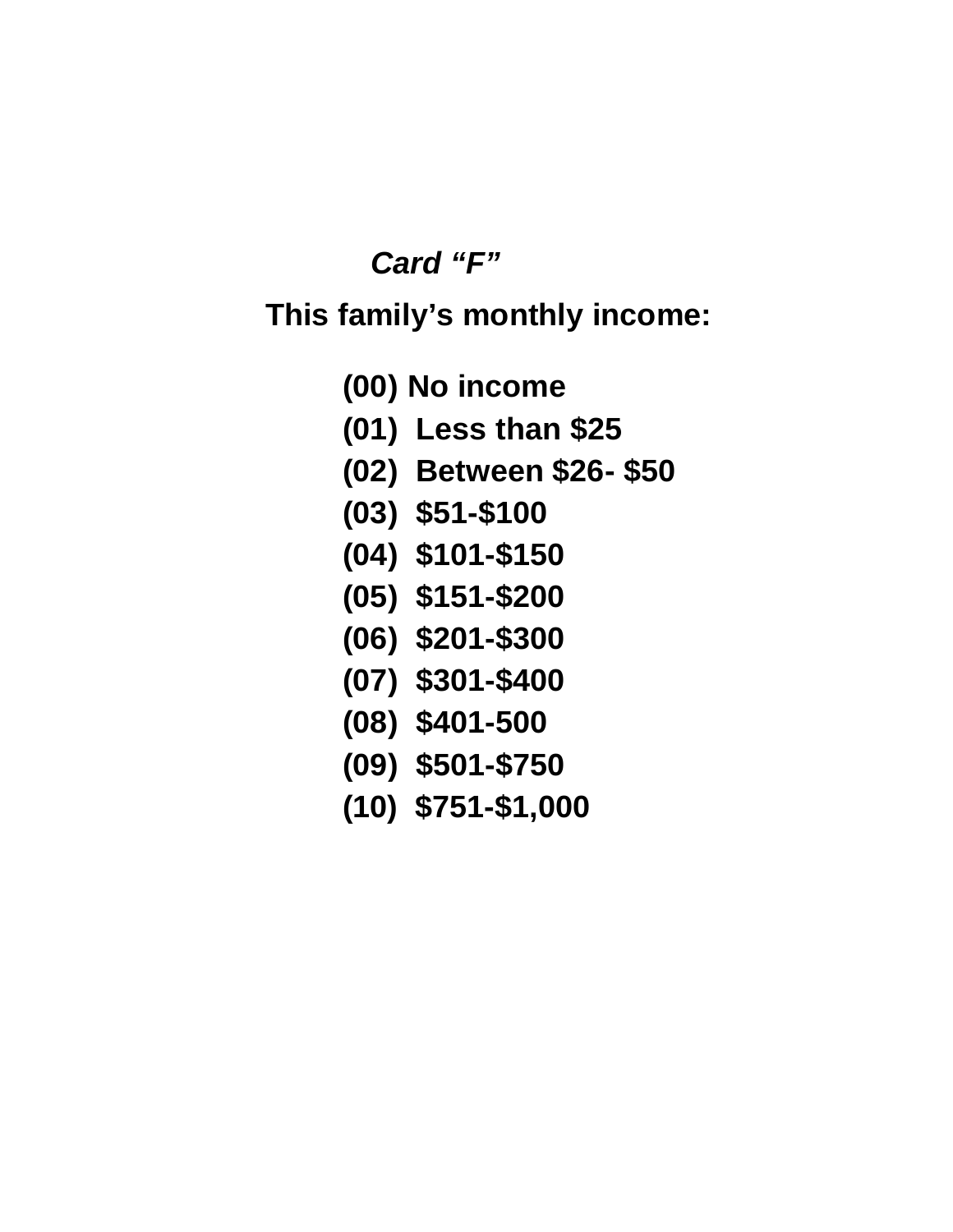*Card "F"*

**This family's monthly income:**

**(00) No income**  
**(01) Less than $25**  
**(02) Between $26- $50**  
**(03) $51-$100**  
**(04) $101-$150**  
**(05) $151-$200**  
**(06) $201-$300**  
**(07) $301-$400**  
**(08) $401-500**  
**(09) $501-$750**  
**(10) $751-$1,000**